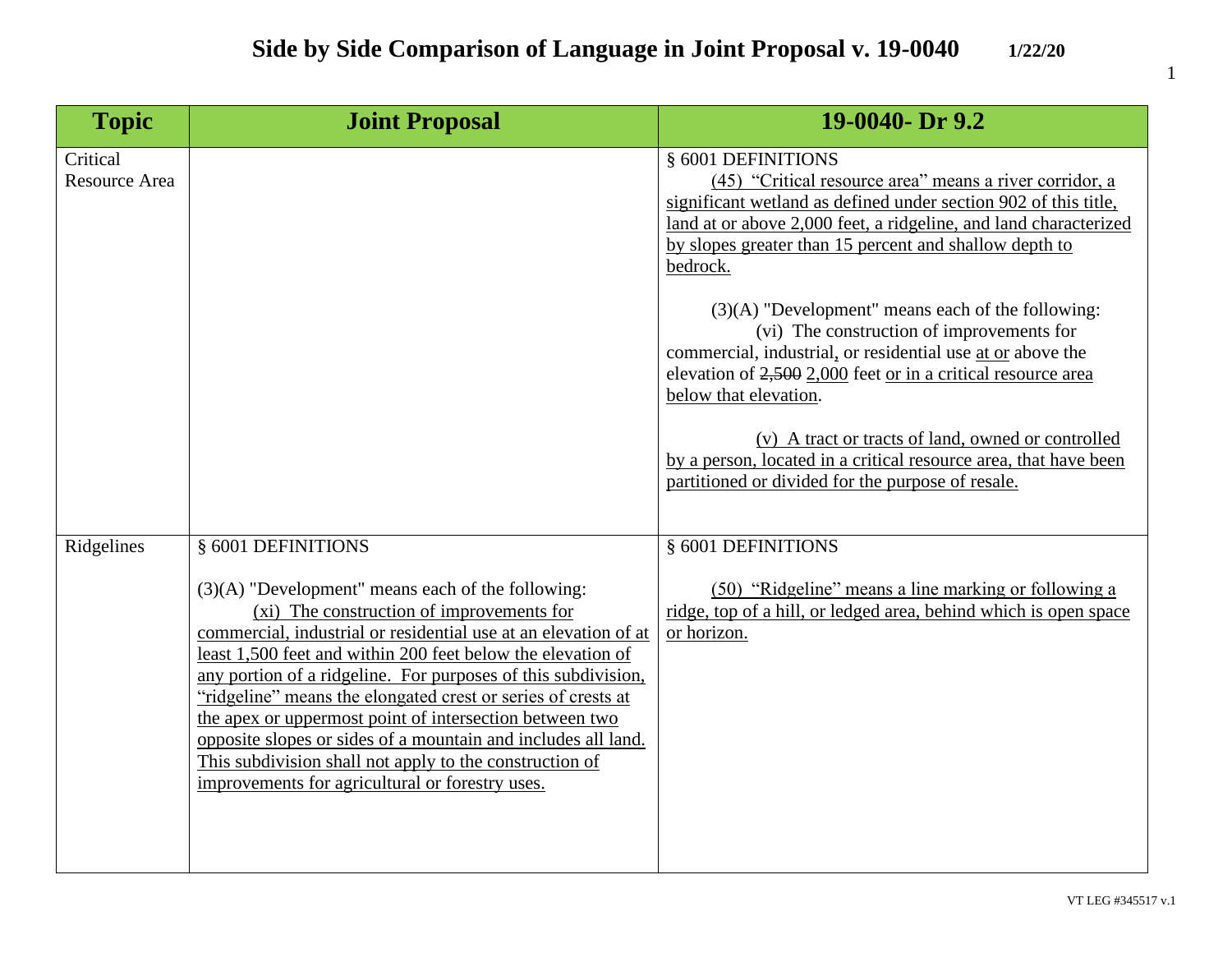# Side by Side Comparison of Language in Joint Proposal v. 19-0040 1/22/20

| Topic | Joint Proposal | 19-0040- Dr 9.2 |
|---|---|---|
| Critical Resource Area | | § 6001 DEFINITIONS<br><br>(45) "Critical resource area" means a river corridor, a significant wetland as defined under section 902 of this title, land at or above 2,000 feet, a ridgeline, and land characterized by slopes greater than 15 percent and shallow depth to bedrock.<br><br>(3)(A) "Development" means each of the following:<br>(vi) The construction of improvements for commercial, industrial, or residential use at or above the elevation of ~~2,500~~ 2,000 feet or in a critical resource area below that elevation.<br><br>(v) A tract or tracts of land, owned or controlled by a person, located in a critical resource area, that have been partitioned or divided for the purpose of resale. |
| Ridgelines | § 6001 DEFINITIONS<br><br>(3)(A) "Development" means each of the following:<br>(xi) The construction of improvements for commercial, industrial or residential use at an elevation of at least 1,500 feet and within 200 feet below the elevation of any portion of a ridgeline. For purposes of this subdivision, "ridgeline" means the elongated crest or series of crests at the apex or uppermost point of intersection between two opposite slopes or sides of a mountain and includes all land. This subdivision shall not apply to the construction of improvements for agricultural or forestry uses. | § 6001 DEFINITIONS<br><br>(50) "Ridgeline" means a line marking or following a ridge, top of a hill, or ledged area, behind which is open space or horizon. |

VT LEG #345517 v.1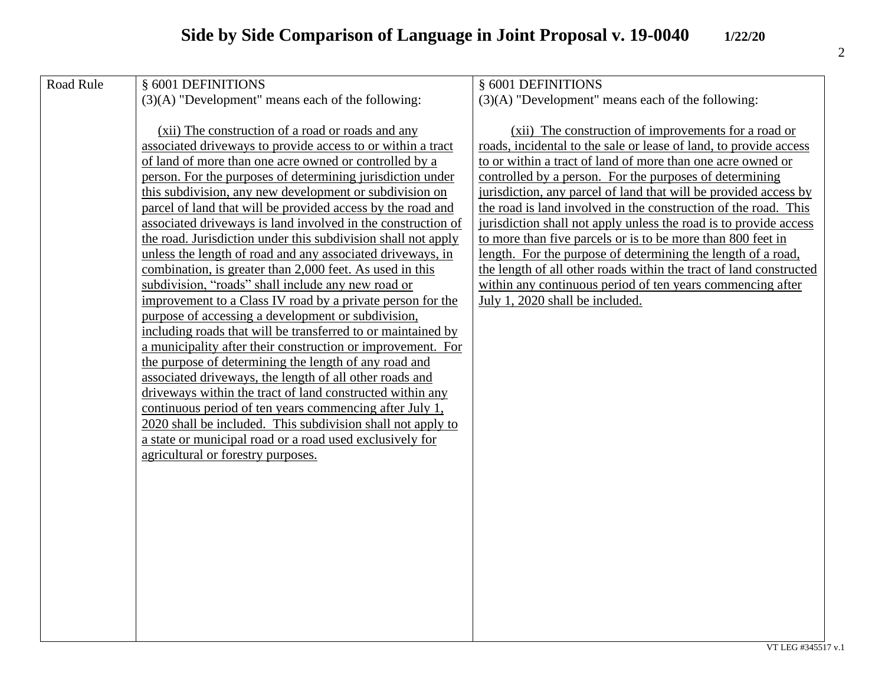# Side by Side Comparison of Language in Joint Proposal v. 19-0040 1/22/20

| Road Rule | § 6001 DEFINITIONS<br>(3)(A) "Development" means each of the following:<br><br>(xii) The construction of a road or roads and any associated driveways to provide access to or within a tract of land of more than one acre owned or controlled by a person. For the purposes of determining jurisdiction under this subdivision, any new development or subdivision on parcel of land that will be provided access by the road and associated driveways is land involved in the construction of the road. Jurisdiction under this subdivision shall not apply unless the length of road and any associated driveways, in combination, is greater than 2,000 feet. As used in this subdivision, "roads" shall include any new road or improvement to a Class IV road by a private person for the purpose of accessing a development or subdivision, including roads that will be transferred to or maintained by a municipality after their construction or improvement. For the purpose of determining the length of any road and associated driveways, the length of all other roads and driveways within the tract of land constructed within any continuous period of ten years commencing after July 1, 2020 shall be included. This subdivision shall not apply to a state or municipal road or a road used exclusively for agricultural or forestry purposes. | § 6001 DEFINITIONS<br>(3)(A) "Development" means each of the following:<br><br>(xii) The construction of improvements for a road or roads, incidental to the sale or lease of land, to provide access to or within a tract of land of more than one acre owned or controlled by a person. For the purposes of determining jurisdiction, any parcel of land that will be provided access by the road is land involved in the construction of the road. This jurisdiction shall not apply unless the road is to provide access to more than five parcels or is to be more than 800 feet in length. For the purpose of determining the length of a road, the length of all other roads within the tract of land constructed within any continuous period of ten years commencing after July 1, 2020 shall be included. |
|---|---|---|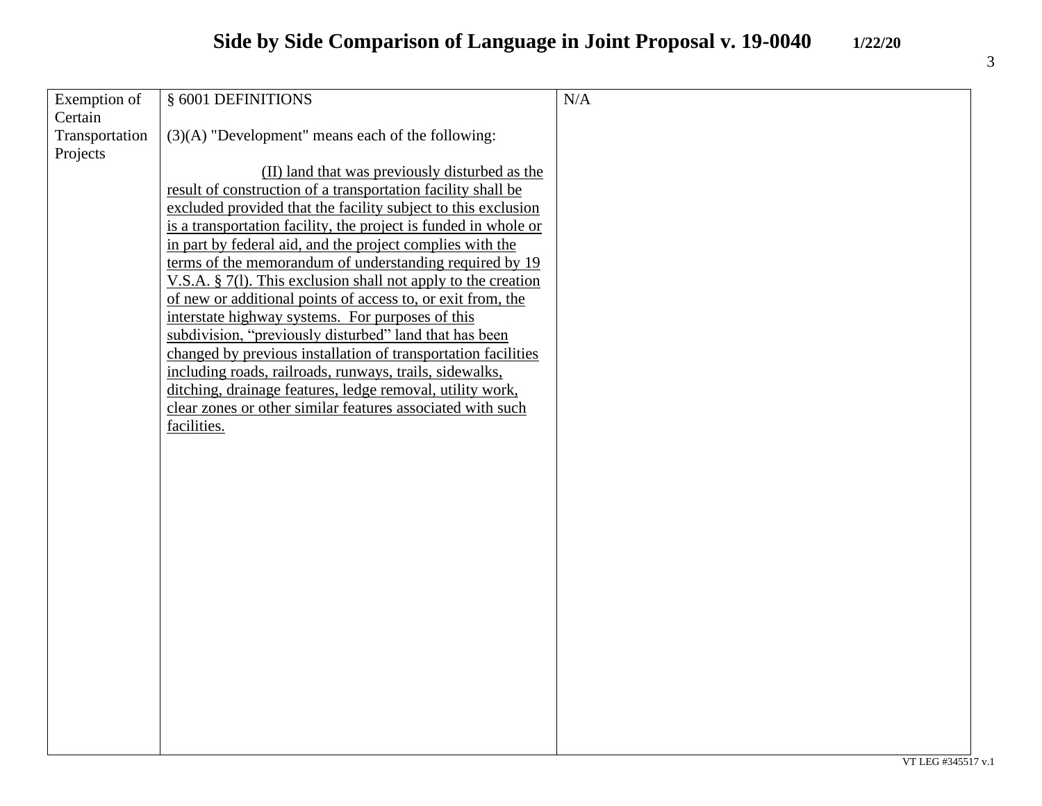# Side by Side Comparison of Language in Joint Proposal v. 19-0040 **1/22/20**

| | | |
|---|---|---|
| Exemption of Certain Transportation Projects | § 6001 DEFINITIONS<br><br>(3)(A) "Development" means each of the following:<br><br>(II) land that was previously disturbed as the result of construction of a transportation facility shall be excluded provided that the facility subject to this exclusion is a transportation facility, the project is funded in whole or in part by federal aid, and the project complies with the terms of the memorandum of understanding required by 19 V.S.A. § 7(l). This exclusion shall not apply to the creation of new or additional points of access to, or exit from, the interstate highway systems. For purposes of this subdivision, "previously disturbed" land that has been changed by previous installation of transportation facilities including roads, railroads, runways, trails, sidewalks, ditching, drainage features, ledge removal, utility work, clear zones or other similar features associated with such facilities. | N/A |

VT LEG #345517 v.1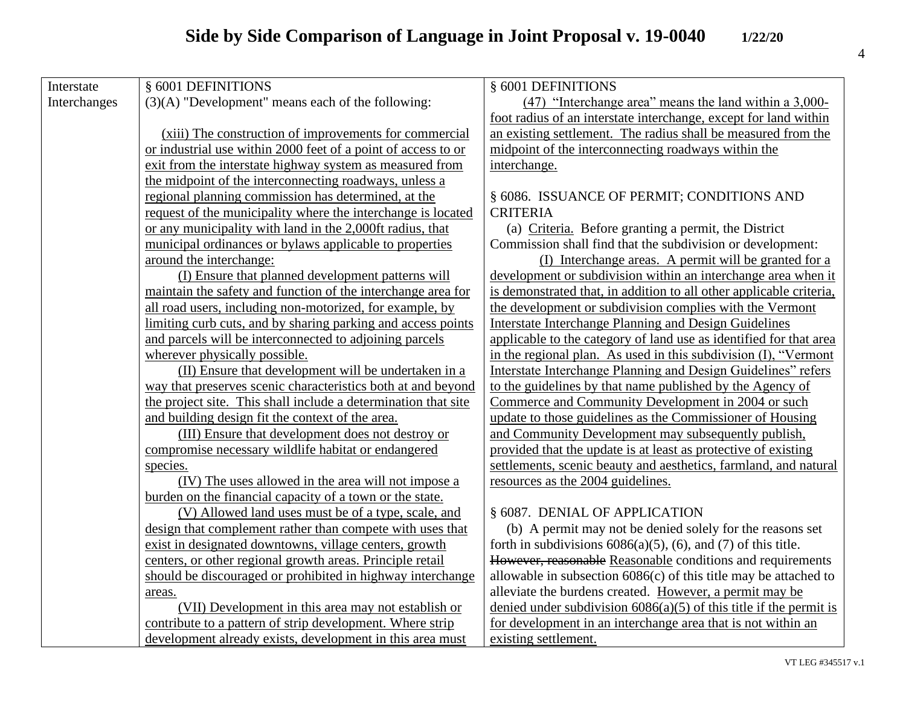# Side by Side Comparison of Language in Joint Proposal v. 19-0040 1/22/20

| | | |
|---|---|---|
| Interstate Interchanges | § 6001 DEFINITIONS<br>(3)(A) "Development" means each of the following:<br><br>(xiii) The construction of improvements for commercial or industrial use within 2000 feet of a point of access to or exit from the interstate highway system as measured from the midpoint of the interconnecting roadways, unless a regional planning commission has determined, at the request of the municipality where the interchange is located or any municipality with land in the 2,000ft radius, that municipal ordinances or bylaws applicable to properties around the interchange:<br>(I) Ensure that planned development patterns will maintain the safety and function of the interchange area for all road users, including non-motorized, for example, by limiting curb cuts, and by sharing parking and access points and parcels will be interconnected to adjoining parcels wherever physically possible.<br>(II) Ensure that development will be undertaken in a way that preserves scenic characteristics both at and beyond the project site. This shall include a determination that site and building design fit the context of the area.<br>(III) Ensure that development does not destroy or compromise necessary wildlife habitat or endangered species.<br>(IV) The uses allowed in the area will not impose a burden on the financial capacity of a town or the state.<br>(V) Allowed land uses must be of a type, scale, and design that complement rather than compete with uses that exist in designated downtowns, village centers, growth centers, or other regional growth areas. Principle retail should be discouraged or prohibited in highway interchange areas.<br>(VII) Development in this area may not establish or contribute to a pattern of strip development. Where strip development already exists, development in this area must | § 6001 DEFINITIONS<br>(47) "Interchange area" means the land within a 3,000-foot radius of an interstate interchange, except for land within an existing settlement. The radius shall be measured from the midpoint of the interconnecting roadways within the interchange.<br><br>§ 6086. ISSUANCE OF PERMIT; CONDITIONS AND CRITERIA<br>(a) Criteria. Before granting a permit, the District Commission shall find that the subdivision or development:<br>(I) Interchange areas. A permit will be granted for a development or subdivision within an interchange area when it is demonstrated that, in addition to all other applicable criteria, the development or subdivision complies with the Vermont Interstate Interchange Planning and Design Guidelines applicable to the category of land use as identified for that area in the regional plan. As used in this subdivision (I), "Vermont Interstate Interchange Planning and Design Guidelines" refers to the guidelines by that name published by the Agency of Commerce and Community Development in 2004 or such update to those guidelines as the Commissioner of Housing and Community Development may subsequently publish, provided that the update is at least as protective of existing settlements, scenic beauty and aesthetics, farmland, and natural resources as the 2004 guidelines.<br><br>§ 6087. DENIAL OF APPLICATION<br>(b) A permit may not be denied solely for the reasons set forth in subdivisions 6086(a)(5), (6), and (7) of this title. ~~However, reasonable~~ Reasonable conditions and requirements allowable in subsection 6086(c) of this title may be attached to alleviate the burdens created. However, a permit may be denied under subdivision 6086(a)(5) of this title if the permit is for development in an interchange area that is not within an existing settlement. |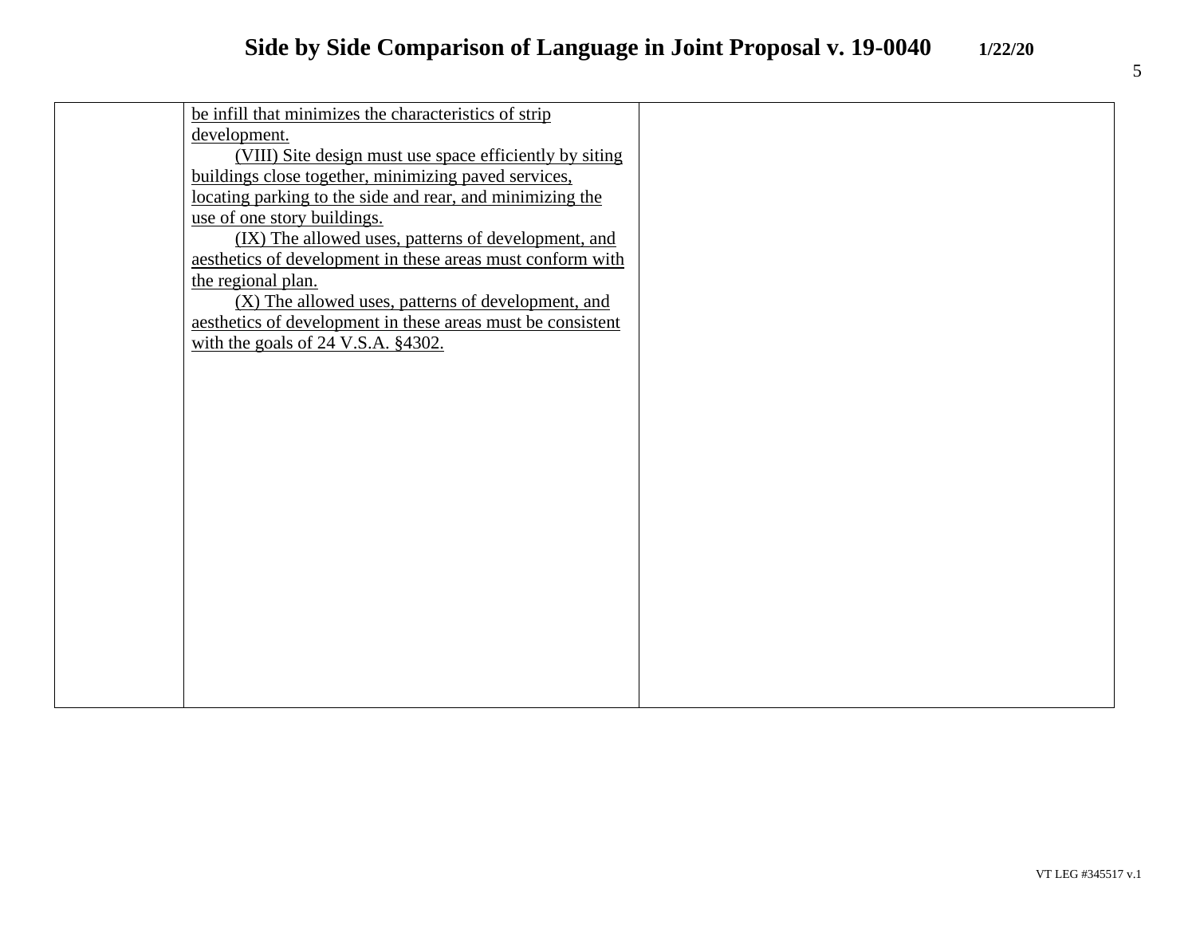| | | |
|---|---|---|
| | be infill that minimizes the characteristics of strip development.<br>(VIII) Site design must use space efficiently by siting buildings close together, minimizing paved services, locating parking to the side and rear, and minimizing the use of one story buildings.<br>(IX) The allowed uses, patterns of development, and aesthetics of development in these areas must conform with the regional plan.<br>(X) The allowed uses, patterns of development, and aesthetics of development in these areas must be consistent with the goals of 24 V.S.A. §4302. | |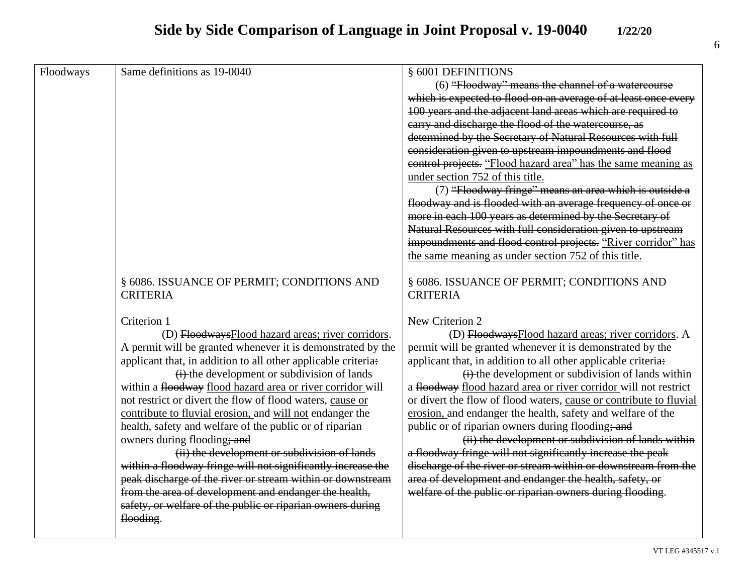# Side by Side Comparison of Language in Joint Proposal v. 19-0040 1/22/20

| Floodways | Same definitions as 19-0040 | § 6001 DEFINITIONS<br>(6) ~~"Floodway" means the channel of a watercourse which is expected to flood on an average of at least once every 100 years and the adjacent land areas which are required to carry and discharge the flood of the watercourse, as determined by the Secretary of Natural Resources with full consideration given to upstream impoundments and flood control projects.~~ <u>"Flood hazard area" has the same meaning as under section 752 of this title.</u><br>(7) ~~"Floodway fringe" means an area which is outside a floodway and is flooded with an average frequency of once or more in each 100 years as determined by the Secretary of Natural Resources with full consideration given to upstream impoundments and flood control projects.~~ <u>"River corridor" has the same meaning as under section 752 of this title.</u> |
|---|---|---|
| | § 6086. ISSUANCE OF PERMIT; CONDITIONS AND CRITERIA<br><br>Criterion 1<br>(D) ~~Floodways~~<u>Flood hazard areas; river corridors</u>. A permit will be granted whenever it is demonstrated by the applicant that, in addition to all other applicable criteria~~:~~<br>~~(i)~~ the development or subdivision of lands within a ~~floodway~~ <u>flood hazard area or river corridor</u> will not restrict or divert the flow of flood waters, <u>cause or contribute to fluvial erosion,</u> and <u>will not</u> endanger the health, safety and welfare of the public or of riparian owners during flooding~~; and~~<br>~~(ii) the development or subdivision of lands within a floodway fringe will not significantly increase the peak discharge of the river or stream within or downstream from the area of development and endanger the health, safety, or welfare of the public or riparian owners during flooding~~. | § 6086. ISSUANCE OF PERMIT; CONDITIONS AND CRITERIA<br><br>New Criterion 2<br>(D) ~~Floodways~~<u>Flood hazard areas; river corridors</u>. A permit will be granted whenever it is demonstrated by the applicant that, in addition to all other applicable criteria~~:~~<br>~~(i)~~ the development or subdivision of lands within a ~~floodway~~ <u>flood hazard area or river corridor</u> will not restrict or divert the flow of flood waters, <u>cause or contribute to fluvial erosion,</u> and endanger the health, safety and welfare of the public or of riparian owners during flooding~~; and~~<br>~~(ii) the development or subdivision of lands within a floodway fringe will not significantly increase the peak discharge of the river or stream within or downstream from the area of development and endanger the health, safety, or welfare of the public or riparian owners during flooding~~. |

VT LEG #345517 v.1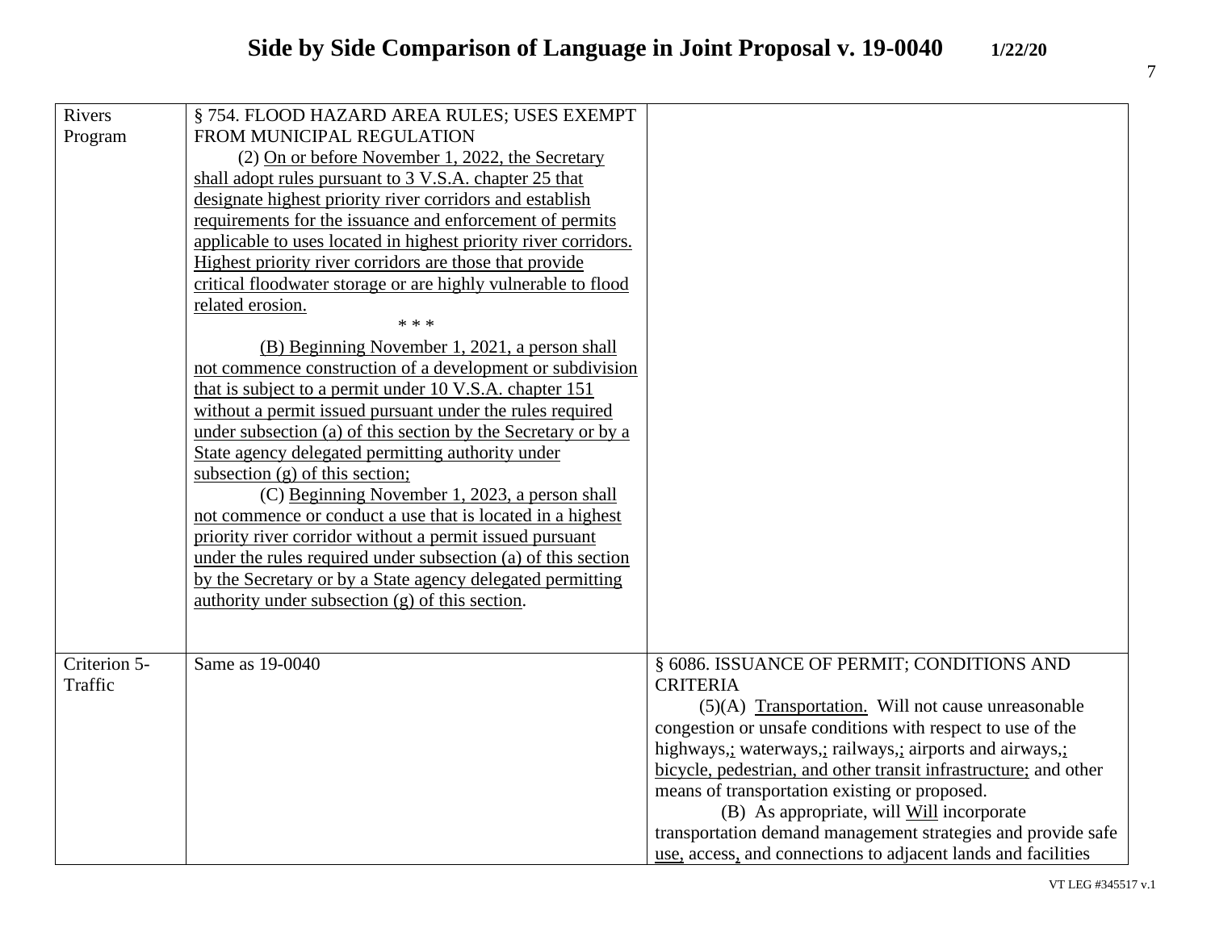# Side by Side Comparison of Language in Joint Proposal v. 19-0040 1/22/20

| | | |
|---|---|---|
| Rivers Program | § 754. FLOOD HAZARD AREA RULES; USES EXEMPT FROM MUNICIPAL REGULATION<br>(2) On or before November 1, 2022, the Secretary shall adopt rules pursuant to 3 V.S.A. chapter 25 that designate highest priority river corridors and establish requirements for the issuance and enforcement of permits applicable to uses located in highest priority river corridors. Highest priority river corridors are those that provide critical floodwater storage or are highly vulnerable to flood related erosion.<br>* * *<br>(B) Beginning November 1, 2021, a person shall not commence construction of a development or subdivision that is subject to a permit under 10 V.S.A. chapter 151 without a permit issued pursuant under the rules required under subsection (a) of this section by the Secretary or by a State agency delegated permitting authority under subsection (g) of this section;<br>(C) Beginning November 1, 2023, a person shall not commence or conduct a use that is located in a highest priority river corridor without a permit issued pursuant under the rules required under subsection (a) of this section by the Secretary or by a State agency delegated permitting authority under subsection (g) of this section. | |
| Criterion 5- Traffic | Same as 19-0040 | § 6086. ISSUANCE OF PERMIT; CONDITIONS AND CRITERIA<br>(5)(A) Transportation. Will not cause unreasonable congestion or unsafe conditions with respect to use of the highways,; waterways,; railways,; airports and airways,; bicycle, pedestrian, and other transit infrastructure; and other means of transportation existing or proposed.<br>(B) As appropriate, will Will incorporate transportation demand management strategies and provide safe use, access, and connections to adjacent lands and facilities |

VT LEG #345517 v.1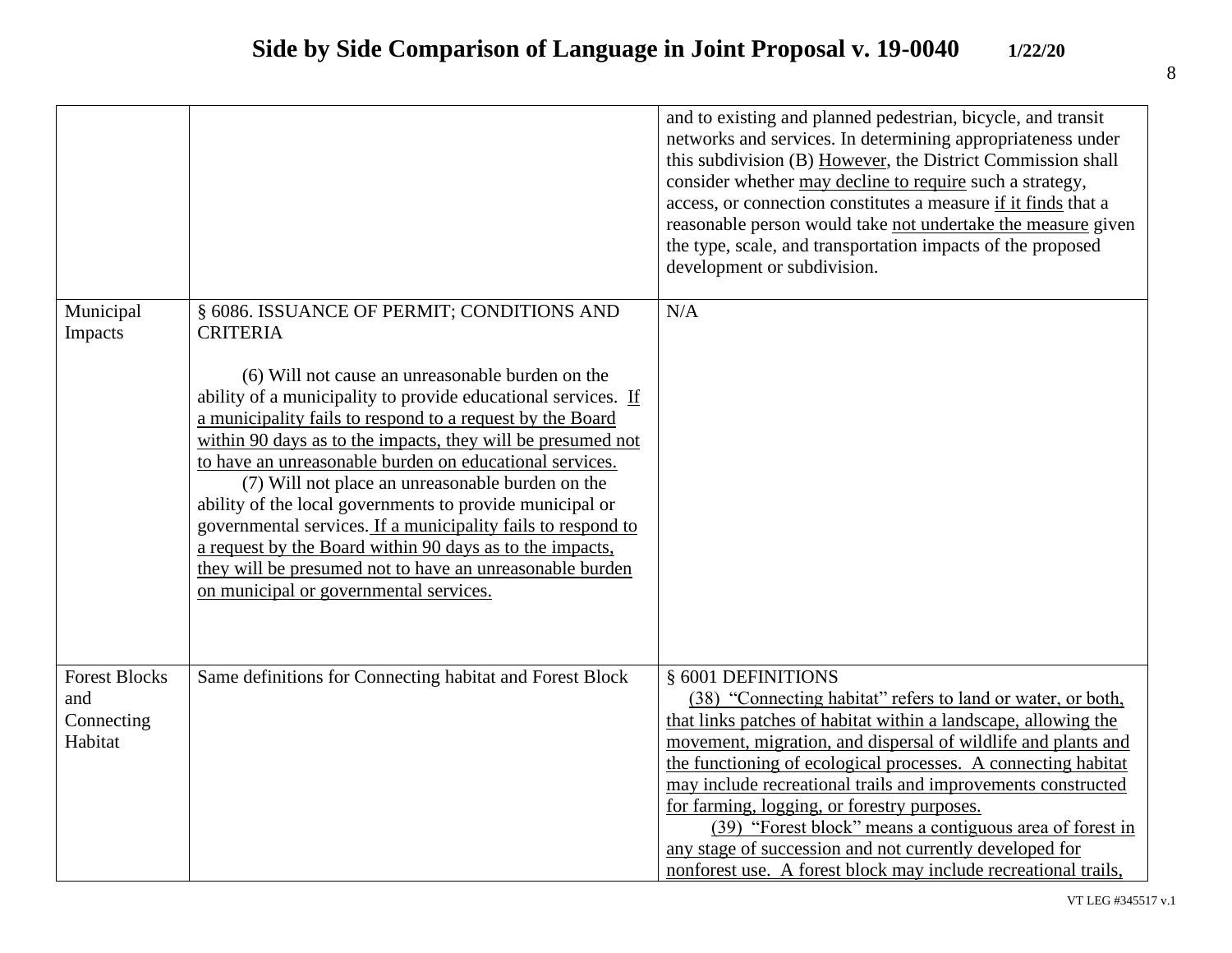# Side by Side Comparison of Language in Joint Proposal v. 19-0040 1/22/20

| | | |
|---|---|---|
| | | and to existing and planned pedestrian, bicycle, and transit networks and services. In determining appropriateness under this subdivision (B) However, the District Commission shall consider whether may decline to require such a strategy, access, or connection constitutes a measure if it finds that a reasonable person would take not undertake the measure given the type, scale, and transportation impacts of the proposed development or subdivision. |
| Municipal Impacts | § 6086. ISSUANCE OF PERMIT; CONDITIONS AND CRITERIA<br><br>(6) Will not cause an unreasonable burden on the ability of a municipality to provide educational services. If a municipality fails to respond to a request by the Board within 90 days as to the impacts, they will be presumed not to have an unreasonable burden on educational services.<br>(7) Will not place an unreasonable burden on the ability of the local governments to provide municipal or governmental services. If a municipality fails to respond to a request by the Board within 90 days as to the impacts, they will be presumed not to have an unreasonable burden on municipal or governmental services. | N/A |
| Forest Blocks and Connecting Habitat | Same definitions for Connecting habitat and Forest Block | § 6001 DEFINITIONS<br>(38) "Connecting habitat" refers to land or water, or both, that links patches of habitat within a landscape, allowing the movement, migration, and dispersal of wildlife and plants and the functioning of ecological processes. A connecting habitat may include recreational trails and improvements constructed for farming, logging, or forestry purposes.<br>(39) "Forest block" means a contiguous area of forest in any stage of succession and not currently developed for nonforest use. A forest block may include recreational trails, |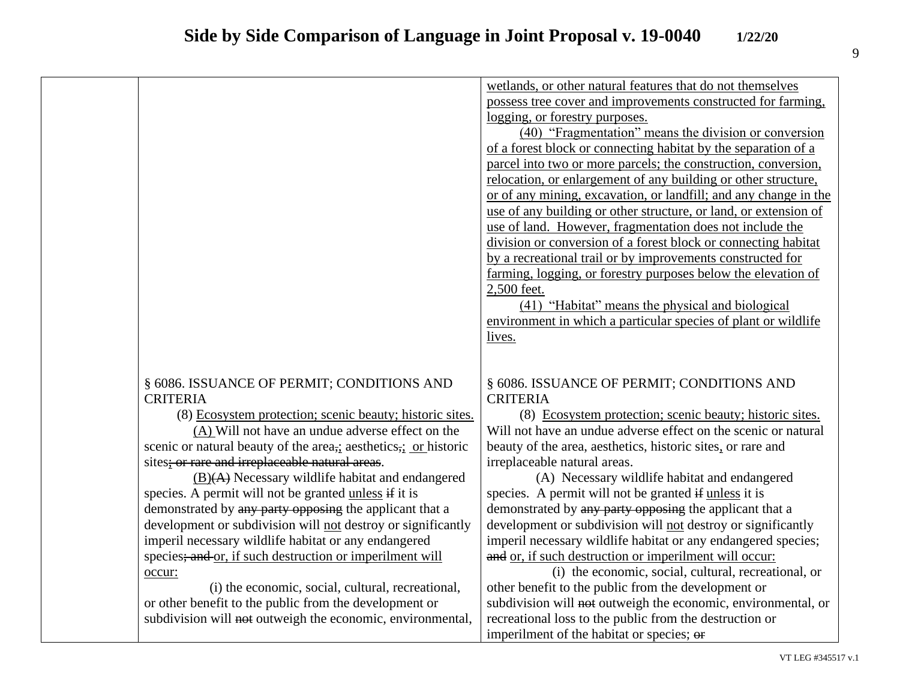| | | |
|---|---|---|
| | | <u>wetlands, or other natural features that do not themselves possess tree cover and improvements constructed for farming, logging, or forestry purposes.</u><br><u>(40) "Fragmentation" means the division or conversion of a forest block or connecting habitat by the separation of a parcel into two or more parcels; the construction, conversion, relocation, or enlargement of any building or other structure, or of any mining, excavation, or landfill; and any change in the use of any building or other structure, or land, or extension of use of land. However, fragmentation does not include the division or conversion of a forest block or connecting habitat by a recreational trail or by improvements constructed for farming, logging, or forestry purposes below the elevation of 2,500 feet.</u><br><u>(41) "Habitat" means the physical and biological environment in which a particular species of plant or wildlife lives.</u> |
| | § 6086. ISSUANCE OF PERMIT; CONDITIONS AND CRITERIA<br>(8) <u>Ecosystem protection; scenic beauty; historic sites.</u><br><u>(A)</u> Will not have an undue adverse effect on the scenic or natural beauty of the area~~,~~<u>;</u> aesthetics~~,~~<u>;</u> <u>or</u> historic sites~~; or rare and irreplaceable natural areas~~.<br><u>(B)</u>~~(A)~~ Necessary wildlife habitat and endangered species. A permit will not be granted <u>unless</u> ~~if~~ it is demonstrated by ~~any party opposing~~ the applicant that a development or subdivision will <u>not</u> destroy or significantly imperil necessary wildlife habitat or any endangered species~~; and~~ <u>or, if such destruction or imperilment will occur:</u><br>(i) the economic, social, cultural, recreational, or other benefit to the public from the development or subdivision will ~~not~~ outweigh the economic, environmental, | § 6086. ISSUANCE OF PERMIT; CONDITIONS AND CRITERIA<br>(8) <u>Ecosystem protection; scenic beauty; historic sites.</u> Will not have an undue adverse effect on the scenic or natural beauty of the area, aesthetics, historic sites<u>,</u> or rare and irreplaceable natural areas.<br>(A) Necessary wildlife habitat and endangered species. A permit will not be granted ~~if~~ <u>unless</u> it is demonstrated by ~~any party opposing~~ the applicant that a development or subdivision will <u>not</u> destroy or significantly imperil necessary wildlife habitat or any endangered species; ~~and~~ <u>or, if such destruction or imperilment will occur:</u><br>(i) the economic, social, cultural, recreational, or other benefit to the public from the development or subdivision will ~~not~~ outweigh the economic, environmental, or recreational loss to the public from the destruction or imperilment of the habitat or species; ~~or~~ |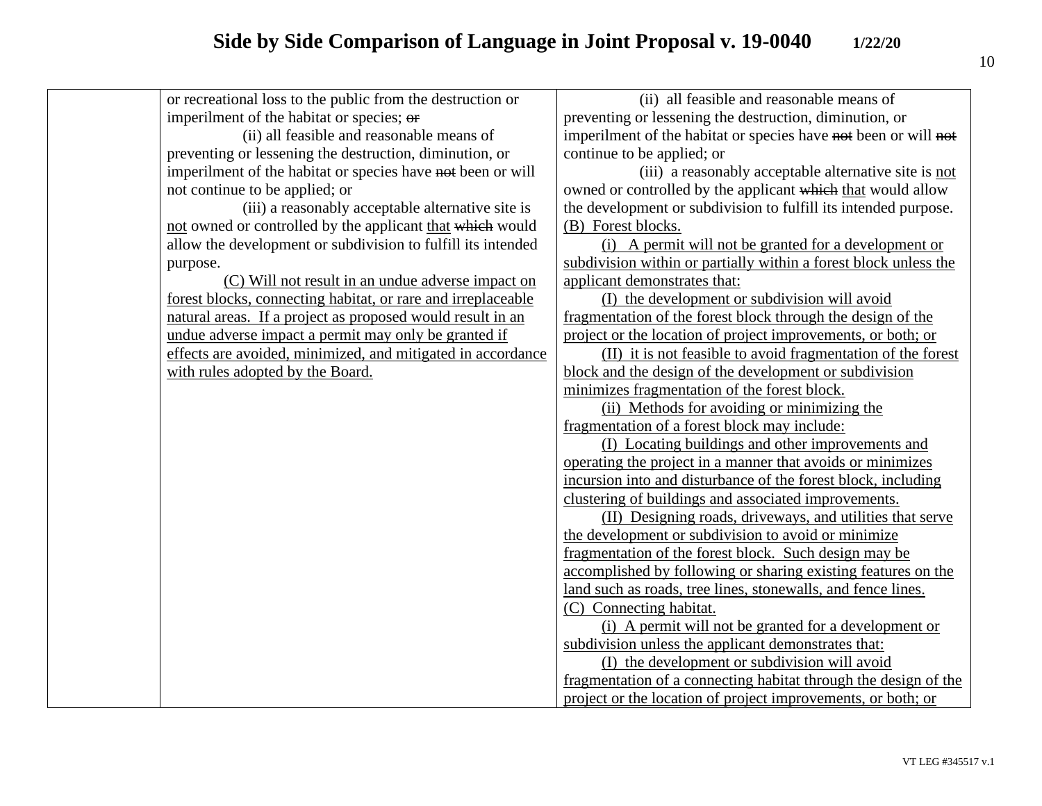# Side by Side Comparison of Language in Joint Proposal v. 19-0040 1/22/20

| | | |
|---|---|---|
| | or recreational loss to the public from the destruction or imperilment of the habitat or species; ~~or~~<br><br>(ii) all feasible and reasonable means of preventing or lessening the destruction, diminution, or imperilment of the habitat or species have ~~not~~ been or will not continue to be applied; or<br><br>(iii) a reasonably acceptable alternative site is <u>not</u> owned or controlled by the applicant <u>that</u> ~~which~~ would allow the development or subdivision to fulfill its intended purpose.<br><br><u>(C) Will not result in an undue adverse impact on forest blocks, connecting habitat, or rare and irreplaceable natural areas. If a project as proposed would result in an undue adverse impact a permit may only be granted if effects are avoided, minimized, and mitigated in accordance with rules adopted by the Board.</u> | (ii) all feasible and reasonable means of preventing or lessening the destruction, diminution, or imperilment of the habitat or species have ~~not~~ been or will ~~not~~ continue to be applied; or<br><br>(iii) a reasonably acceptable alternative site is <u>not</u> owned or controlled by the applicant ~~which~~ <u>that</u> would allow the development or subdivision to fulfill its intended purpose.<br><br><u>(B) Forest blocks.</u><br><br><u>(i) A permit will not be granted for a development or subdivision within or partially within a forest block unless the applicant demonstrates that:</u><br><br><u>(I) the development or subdivision will avoid fragmentation of the forest block through the design of the project or the location of project improvements, or both; or</u><br><br><u>(II) it is not feasible to avoid fragmentation of the forest block and the design of the development or subdivision minimizes fragmentation of the forest block.</u><br><br><u>(ii) Methods for avoiding or minimizing the fragmentation of a forest block may include:</u><br><br><u>(I) Locating buildings and other improvements and operating the project in a manner that avoids or minimizes incursion into and disturbance of the forest block, including clustering of buildings and associated improvements.</u><br><br><u>(II) Designing roads, driveways, and utilities that serve the development or subdivision to avoid or minimize fragmentation of the forest block. Such design may be accomplished by following or sharing existing features on the land such as roads, tree lines, stonewalls, and fence lines.</u><br><br><u>(C) Connecting habitat.</u><br><br><u>(i) A permit will not be granted for a development or subdivision unless the applicant demonstrates that:</u><br><br><u>(I) the development or subdivision will avoid fragmentation of a connecting habitat through the design of the project or the location of project improvements, or both; or</u> |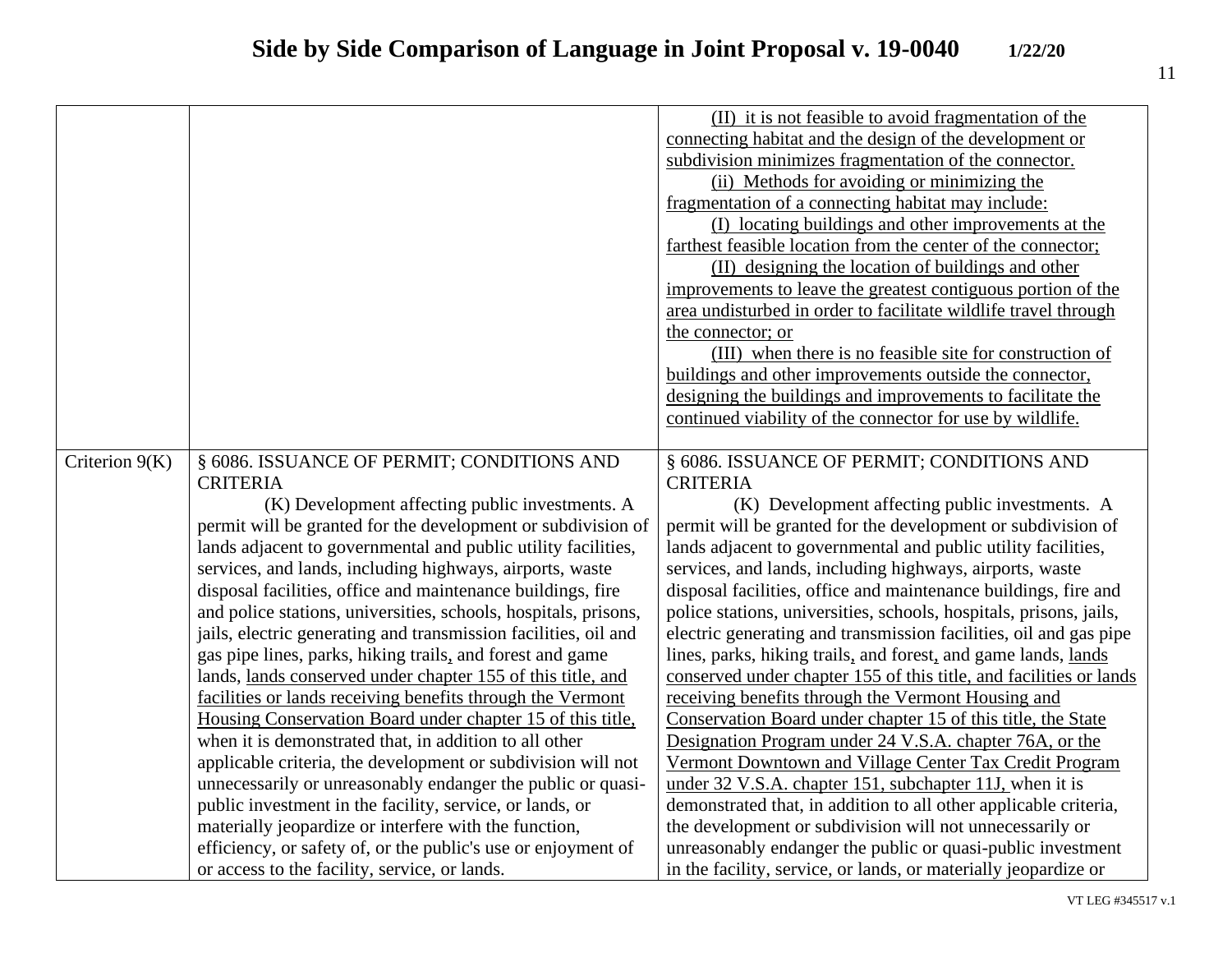| | | |
|---|---|---|
| | | <u>(II) it is not feasible to avoid fragmentation of the connecting habitat and the design of the development or subdivision minimizes fragmentation of the connector.</u><br><u>(ii) Methods for avoiding or minimizing the fragmentation of a connecting habitat may include:</u><br><u>(I) locating buildings and other improvements at the farthest feasible location from the center of the connector;</u><br><u>(II) designing the location of buildings and other improvements to leave the greatest contiguous portion of the area undisturbed in order to facilitate wildlife travel through the connector; or</u><br><u>(III) when there is no feasible site for construction of buildings and other improvements outside the connector, designing the buildings and improvements to facilitate the continued viability of the connector for use by wildlife.</u> |
| Criterion 9(K) | § 6086. ISSUANCE OF PERMIT; CONDITIONS AND CRITERIA<br>(K) Development affecting public investments. A permit will be granted for the development or subdivision of lands adjacent to governmental and public utility facilities, services, and lands, including highways, airports, waste disposal facilities, office and maintenance buildings, fire and police stations, universities, schools, hospitals, prisons, jails, electric generating and transmission facilities, oil and gas pipe lines, parks, hiking trails<u>,</u> and forest and game lands, <u>lands conserved under chapter 155 of this title, and facilities or lands receiving benefits through the Vermont Housing Conservation Board under chapter 15 of this title,</u> when it is demonstrated that, in addition to all other applicable criteria, the development or subdivision will not unnecessarily or unreasonably endanger the public or quasi-public investment in the facility, service, or lands, or materially jeopardize or interfere with the function, efficiency, or safety of, or the public's use or enjoyment of or access to the facility, service, or lands. | § 6086. ISSUANCE OF PERMIT; CONDITIONS AND CRITERIA<br>(K) Development affecting public investments. A permit will be granted for the development or subdivision of lands adjacent to governmental and public utility facilities, services, and lands, including highways, airports, waste disposal facilities, office and maintenance buildings, fire and police stations, universities, schools, hospitals, prisons, jails, electric generating and transmission facilities, oil and gas pipe lines, parks, hiking trails<u>,</u> and forest<u>,</u> and game lands, <u>lands conserved under chapter 155 of this title, and facilities or lands receiving benefits through the Vermont Housing and Conservation Board under chapter 15 of this title, the State Designation Program under 24 V.S.A. chapter 76A, or the Vermont Downtown and Village Center Tax Credit Program under 32 V.S.A. chapter 151, subchapter 11J,</u> when it is demonstrated that, in addition to all other applicable criteria, the development or subdivision will not unnecessarily or unreasonably endanger the public or quasi-public investment in the facility, service, or lands, or materially jeopardize or |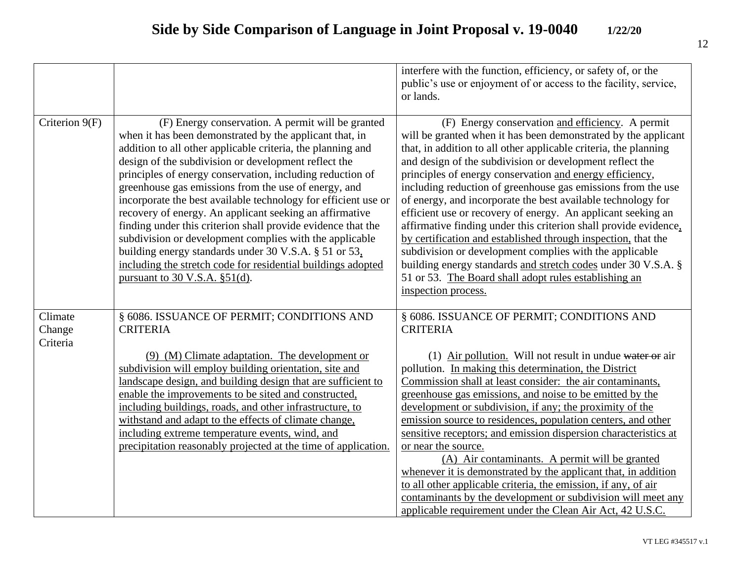| | | |
|---|---|---|
| | | interfere with the function, efficiency, or safety of, or the public's use or enjoyment of or access to the facility, service, or lands. |
| Criterion 9(F) | (F) Energy conservation. A permit will be granted when it has been demonstrated by the applicant that, in addition to all other applicable criteria, the planning and design of the subdivision or development reflect the principles of energy conservation, including reduction of greenhouse gas emissions from the use of energy, and incorporate the best available technology for efficient use or recovery of energy. An applicant seeking an affirmative finding under this criterion shall provide evidence that the subdivision or development complies with the applicable building energy standards under 30 V.S.A. § 51 or 53<u>, including the stretch code for residential buildings adopted pursuant to 30 V.S.A. §51(d)</u>. | (F) Energy conservation <u>and efficiency</u>. A permit will be granted when it has been demonstrated by the applicant that, in addition to all other applicable criteria, the planning and design of the subdivision or development reflect the principles of energy conservation <u>and energy efficiency</u>, including reduction of greenhouse gas emissions from the use of energy, and incorporate the best available technology for efficient use or recovery of energy. An applicant seeking an affirmative finding under this criterion shall provide evidence<u>, by certification and established through inspection,</u> that the subdivision or development complies with the applicable building energy standards <u>and stretch codes</u> under 30 V.S.A. § 51 or 53. <u>The Board shall adopt rules establishing an inspection process.</u> |
| Climate Change Criteria | § 6086. ISSUANCE OF PERMIT; CONDITIONS AND CRITERIA<br><br><u>(9) (M) Climate adaptation. The development or subdivision will employ building orientation, site and landscape design, and building design that are sufficient to enable the improvements to be sited and constructed, including buildings, roads, and other infrastructure, to withstand and adapt to the effects of climate change, including extreme temperature events, wind, and precipitation reasonably projected at the time of application.</u> | § 6086. ISSUANCE OF PERMIT; CONDITIONS AND CRITERIA<br><br>(1) <u>Air pollution.</u> Will not result in undue ~~water or~~ air pollution. <u>In making this determination, the District Commission shall at least consider: the air contaminants, greenhouse gas emissions, and noise to be emitted by the development or subdivision, if any; the proximity of the emission source to residences, population centers, and other sensitive receptors; and emission dispersion characteristics at or near the source.</u><br><u>(A) Air contaminants. A permit will be granted whenever it is demonstrated by the applicant that, in addition to all other applicable criteria, the emission, if any, of air contaminants by the development or subdivision will meet any applicable requirement under the Clean Air Act, 42 U.S.C.</u> |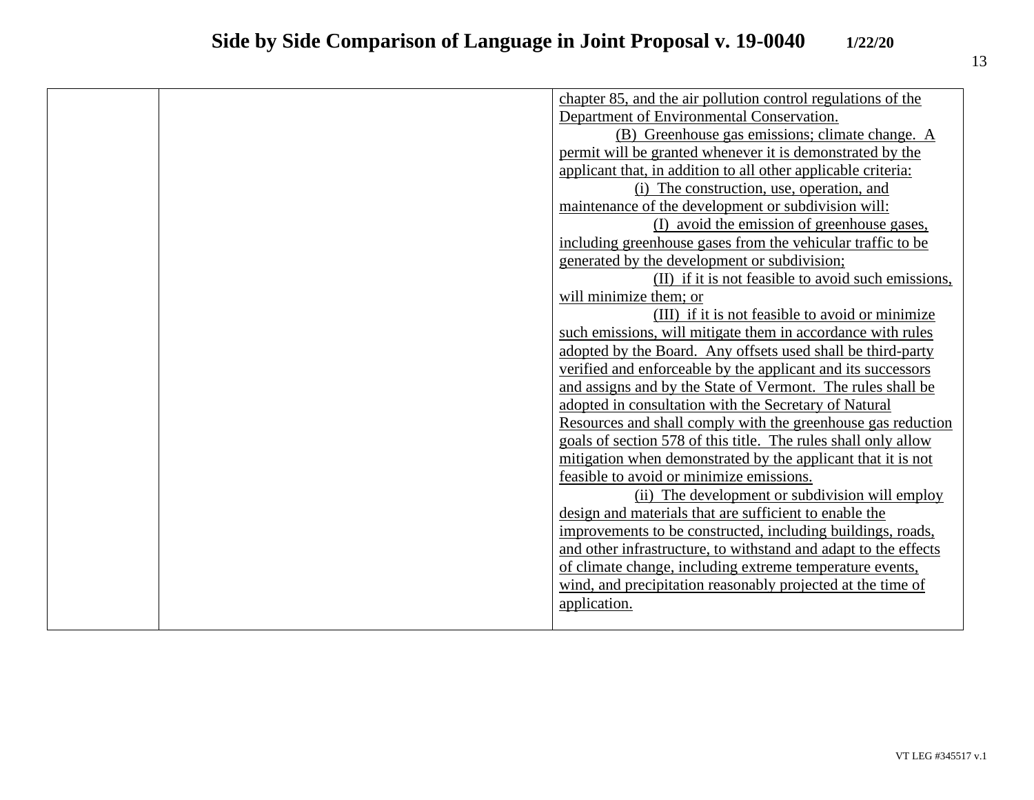| | | |
|---|---|---|
| | | chapter 85, and the air pollution control regulations of the Department of Environmental Conservation.<br>(B) Greenhouse gas emissions; climate change. A permit will be granted whenever it is demonstrated by the applicant that, in addition to all other applicable criteria:<br>(i) The construction, use, operation, and maintenance of the development or subdivision will:<br>(I) avoid the emission of greenhouse gases, including greenhouse gases from the vehicular traffic to be generated by the development or subdivision;<br>(II) if it is not feasible to avoid such emissions, will minimize them; or<br>(III) if it is not feasible to avoid or minimize such emissions, will mitigate them in accordance with rules adopted by the Board. Any offsets used shall be third-party verified and enforceable by the applicant and its successors and assigns and by the State of Vermont. The rules shall be adopted in consultation with the Secretary of Natural Resources and shall comply with the greenhouse gas reduction goals of section 578 of this title. The rules shall only allow mitigation when demonstrated by the applicant that it is not feasible to avoid or minimize emissions.<br>(ii) The development or subdivision will employ design and materials that are sufficient to enable the improvements to be constructed, including buildings, roads, and other infrastructure, to withstand and adapt to the effects of climate change, including extreme temperature events, wind, and precipitation reasonably projected at the time of application. |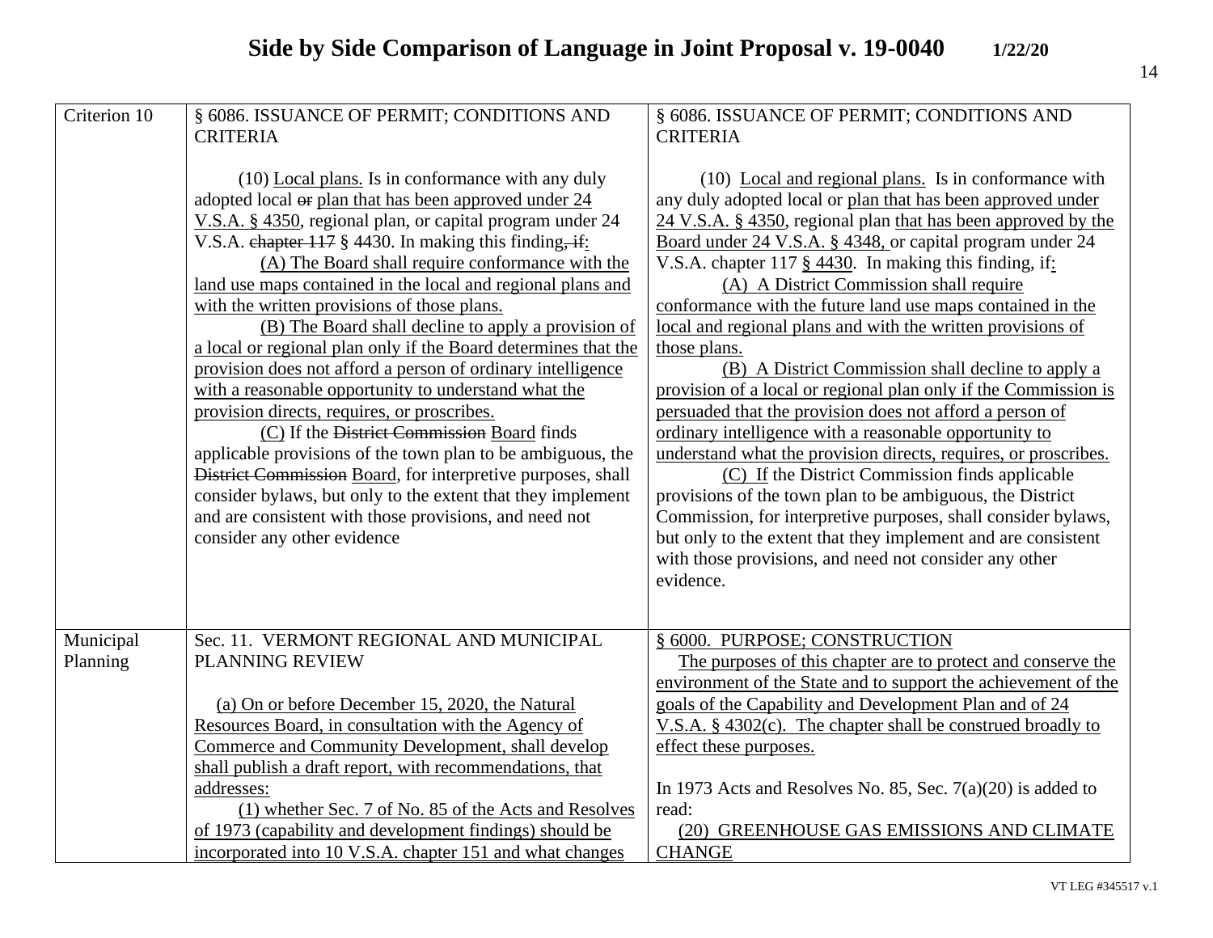# Side by Side Comparison of Language in Joint Proposal v. 19-0040 1/22/20

| | | |
|---|---|---|
| Criterion 10 | § 6086. ISSUANCE OF PERMIT; CONDITIONS AND CRITERIA<br><br>(10) Local plans. Is in conformance with any duly adopted local ~~or~~ plan that has been approved under 24 V.S.A. § 4350, regional plan, or capital program under 24 V.S.A. ~~chapter 117~~ § 4430. In making this finding~~, if~~:<br>(A) The Board shall require conformance with the land use maps contained in the local and regional plans and with the written provisions of those plans.<br>(B) The Board shall decline to apply a provision of a local or regional plan only if the Board determines that the provision does not afford a person of ordinary intelligence with a reasonable opportunity to understand what the provision directs, requires, or proscribes.<br>(C) If the ~~District Commission~~ Board finds applicable provisions of the town plan to be ambiguous, the ~~District Commission~~ Board, for interpretive purposes, shall consider bylaws, but only to the extent that they implement and are consistent with those provisions, and need not consider any other evidence | § 6086. ISSUANCE OF PERMIT; CONDITIONS AND CRITERIA<br><br>(10) Local and regional plans. Is in conformance with any duly adopted local or plan that has been approved under 24 V.S.A. § 4350, regional plan that has been approved by the Board under 24 V.S.A. § 4348, or capital program under 24 V.S.A. chapter 117 § 4430. In making this finding, if:<br>(A) A District Commission shall require conformance with the future land use maps contained in the local and regional plans and with the written provisions of those plans.<br>(B) A District Commission shall decline to apply a provision of a local or regional plan only if the Commission is persuaded that the provision does not afford a person of ordinary intelligence with a reasonable opportunity to understand what the provision directs, requires, or proscribes.<br>(C) If the District Commission finds applicable provisions of the town plan to be ambiguous, the District Commission, for interpretive purposes, shall consider bylaws, but only to the extent that they implement and are consistent with those provisions, and need not consider any other evidence. |
| Municipal Planning | Sec. 11. VERMONT REGIONAL AND MUNICIPAL PLANNING REVIEW<br><br>(a) On or before December 15, 2020, the Natural Resources Board, in consultation with the Agency of Commerce and Community Development, shall develop shall publish a draft report, with recommendations, that addresses:<br>(1) whether Sec. 7 of No. 85 of the Acts and Resolves of 1973 (capability and development findings) should be incorporated into 10 V.S.A. chapter 151 and what changes | § 6000. PURPOSE; CONSTRUCTION<br>The purposes of this chapter are to protect and conserve the environment of the State and to support the achievement of the goals of the Capability and Development Plan and of 24 V.S.A. § 4302(c). The chapter shall be construed broadly to effect these purposes.<br><br>In 1973 Acts and Resolves No. 85, Sec. 7(a)(20) is added to read:<br>(20) GREENHOUSE GAS EMISSIONS AND CLIMATE CHANGE |

VT LEG #345517 v.1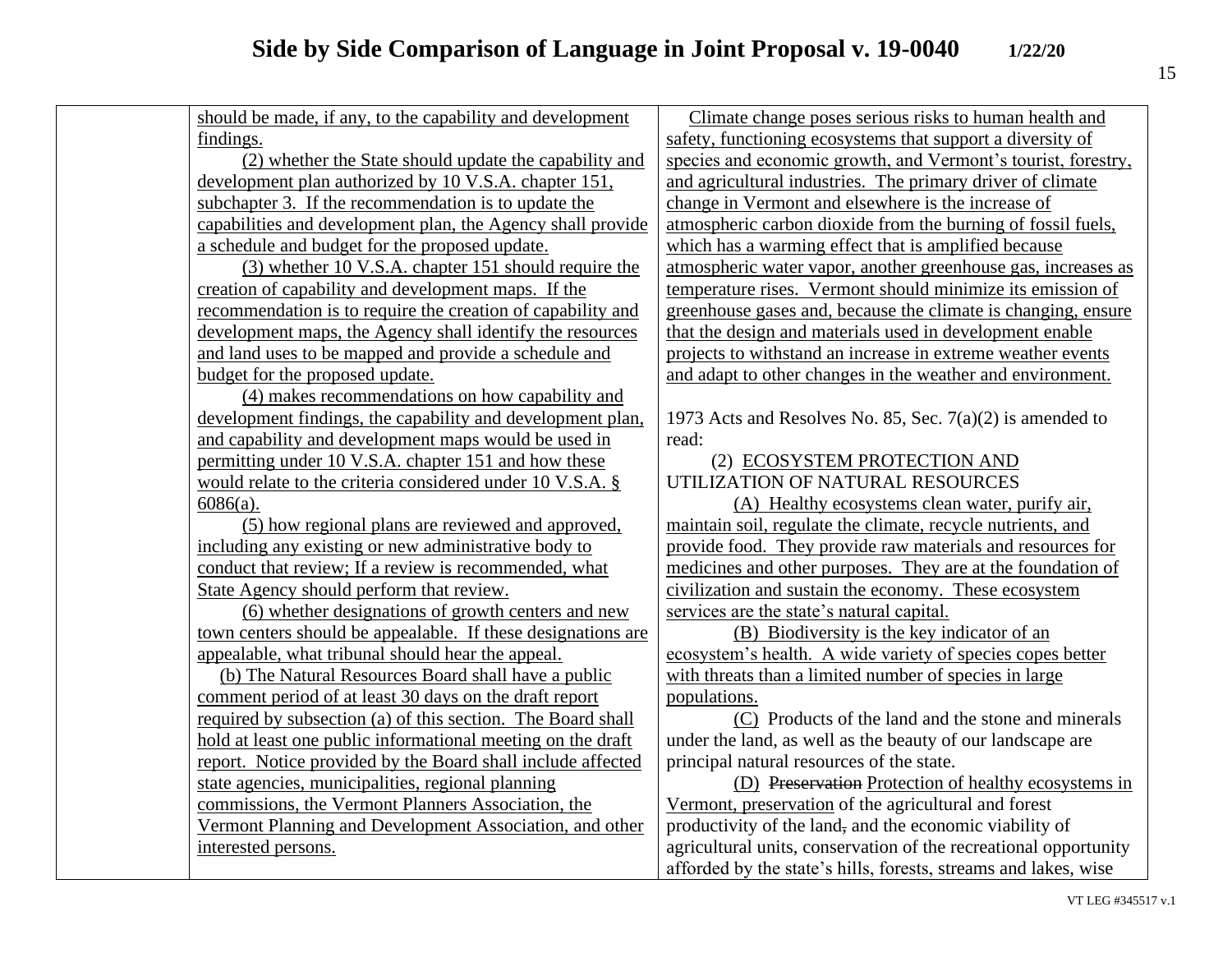# Side by Side Comparison of Language in Joint Proposal v. 19-0040 1/22/20

| | | |
|---|---|---|
| | should be made, if any, to the capability and development findings.<br>(2) whether the State should update the capability and development plan authorized by 10 V.S.A. chapter 151, subchapter 3. If the recommendation is to update the capabilities and development plan, the Agency shall provide a schedule and budget for the proposed update.<br>(3) whether 10 V.S.A. chapter 151 should require the creation of capability and development maps. If the recommendation is to require the creation of capability and development maps, the Agency shall identify the resources and land uses to be mapped and provide a schedule and budget for the proposed update.<br>(4) makes recommendations on how capability and development findings, the capability and development plan, and capability and development maps would be used in permitting under 10 V.S.A. chapter 151 and how these would relate to the criteria considered under 10 V.S.A. § 6086(a).<br>(5) how regional plans are reviewed and approved, including any existing or new administrative body to conduct that review; If a review is recommended, what State Agency should perform that review.<br>(6) whether designations of growth centers and new town centers should be appealable. If these designations are appealable, what tribunal should hear the appeal.<br>(b) The Natural Resources Board shall have a public comment period of at least 30 days on the draft report required by subsection (a) of this section. The Board shall hold at least one public informational meeting on the draft report. Notice provided by the Board shall include affected state agencies, municipalities, regional planning commissions, the Vermont Planners Association, the Vermont Planning and Development Association, and other interested persons. | Climate change poses serious risks to human health and safety, functioning ecosystems that support a diversity of species and economic growth, and Vermont's tourist, forestry, and agricultural industries. The primary driver of climate change in Vermont and elsewhere is the increase of atmospheric carbon dioxide from the burning of fossil fuels, which has a warming effect that is amplified because atmospheric water vapor, another greenhouse gas, increases as temperature rises. Vermont should minimize its emission of greenhouse gases and, because the climate is changing, ensure that the design and materials used in development enable projects to withstand an increase in extreme weather events and adapt to other changes in the weather and environment.<br><br>1973 Acts and Resolves No. 85, Sec. 7(a)(2) is amended to read:<br>(2) ECOSYSTEM PROTECTION AND UTILIZATION OF NATURAL RESOURCES<br>(A) Healthy ecosystems clean water, purify air, maintain soil, regulate the climate, recycle nutrients, and provide food. They provide raw materials and resources for medicines and other purposes. They are at the foundation of civilization and sustain the economy. These ecosystem services are the state's natural capital.<br>(B) Biodiversity is the key indicator of an ecosystem's health. A wide variety of species copes better with threats than a limited number of species in large populations.<br>(C) Products of the land and the stone and minerals under the land, as well as the beauty of our landscape are principal natural resources of the state.<br>(D) ~~Preservation~~ Protection of healthy ecosystems in Vermont, preservation of the agricultural and forest productivity of the land~~,~~ and the economic viability of agricultural units, conservation of the recreational opportunity afforded by the state's hills, forests, streams and lakes, wise |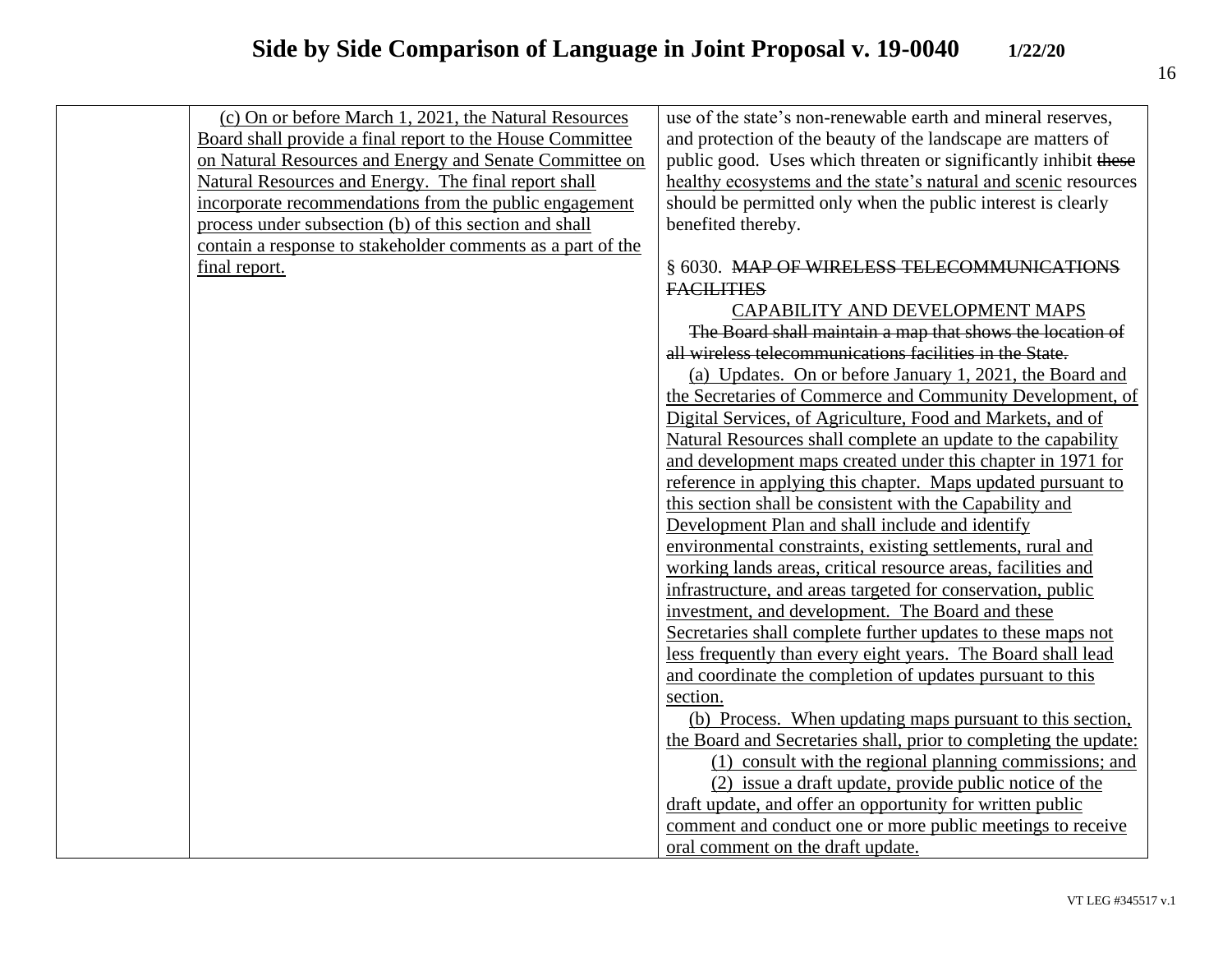# Side by Side Comparison of Language in Joint Proposal v. 19-0040 1/22/20

| | | |
|---|---|---|
| | <u>(c) On or before March 1, 2021, the Natural Resources Board shall provide a final report to the House Committee on Natural Resources and Energy and Senate Committee on Natural Resources and Energy. The final report shall incorporate recommendations from the public engagement process under subsection (b) of this section and shall contain a response to stakeholder comments as a part of the final report.</u> | use of the state's non-renewable earth and mineral reserves, and protection of the beauty of the landscape are matters of public good. Uses which threaten or significantly inhibit ~~these~~ <u>healthy ecosystems and the state's natural and scenic</u> resources should be permitted only when the public interest is clearly benefited thereby.<br><br>§ 6030. ~~MAP OF WIRELESS TELECOMMUNICATIONS FACILITIES~~<br><u>CAPABILITY AND DEVELOPMENT MAPS</u><br>~~The Board shall maintain a map that shows the location of all wireless telecommunications facilities in the State.~~<br><u>(a) Updates. On or before January 1, 2021, the Board and the Secretaries of Commerce and Community Development, of Digital Services, of Agriculture, Food and Markets, and of Natural Resources shall complete an update to the capability and development maps created under this chapter in 1971 for reference in applying this chapter. Maps updated pursuant to this section shall be consistent with the Capability and Development Plan and shall include and identify environmental constraints, existing settlements, rural and working lands areas, critical resource areas, facilities and infrastructure, and areas targeted for conservation, public investment, and development. The Board and these Secretaries shall complete further updates to these maps not less frequently than every eight years. The Board shall lead and coordinate the completion of updates pursuant to this section.</u><br><u>(b) Process. When updating maps pursuant to this section, the Board and Secretaries shall, prior to completing the update:</u><br><u>(1) consult with the regional planning commissions; and</u><br><u>(2) issue a draft update, provide public notice of the draft update, and offer an opportunity for written public comment and conduct one or more public meetings to receive oral comment on the draft update.</u> |

VT LEG #345517 v.1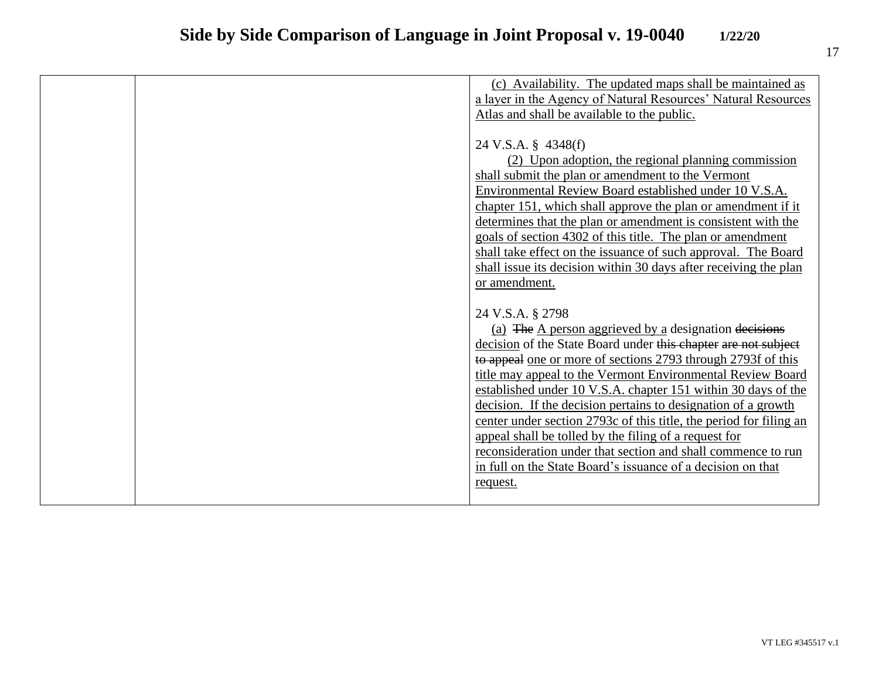| | | |
|---|---|---|
| | | (c) Availability. The updated maps shall be maintained as a layer in the Agency of Natural Resources' Natural Resources Atlas and shall be available to the public.<br><br>24 V.S.A. § 4348(f)<br>(2) Upon adoption, the regional planning commission shall submit the plan or amendment to the Vermont Environmental Review Board established under 10 V.S.A. chapter 151, which shall approve the plan or amendment if it determines that the plan or amendment is consistent with the goals of section 4302 of this title. The plan or amendment shall take effect on the issuance of such approval. The Board shall issue its decision within 30 days after receiving the plan or amendment.<br><br>24 V.S.A. § 2798<br>(a) ~~The~~ A person aggrieved by a designation ~~decisions~~ decision of the State Board under ~~this chapter are not subject to appeal~~ one or more of sections 2793 through 2793f of this title may appeal to the Vermont Environmental Review Board established under 10 V.S.A. chapter 151 within 30 days of the decision. If the decision pertains to designation of a growth center under section 2793c of this title, the period for filing an appeal shall be tolled by the filing of a request for reconsideration under that section and shall commence to run in full on the State Board's issuance of a decision on that request. |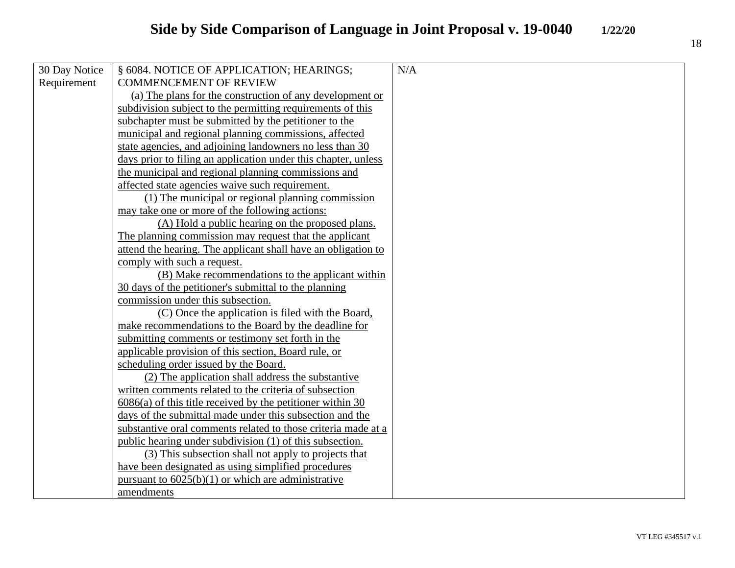# Side by Side Comparison of Language in Joint Proposal v. 19-0040 1/22/20

| | | |
|---|---|---|
| 30 Day Notice Requirement | § 6084. NOTICE OF APPLICATION; HEARINGS; COMMENCEMENT OF REVIEW<br>(a) The plans for the construction of any development or subdivision subject to the permitting requirements of this subchapter must be submitted by the petitioner to the municipal and regional planning commissions, affected state agencies, and adjoining landowners no less than 30 days prior to filing an application under this chapter, unless the municipal and regional planning commissions and affected state agencies waive such requirement.<br>(1) The municipal or regional planning commission may take one or more of the following actions:<br>(A) Hold a public hearing on the proposed plans. The planning commission may request that the applicant attend the hearing. The applicant shall have an obligation to comply with such a request.<br>(B) Make recommendations to the applicant within 30 days of the petitioner's submittal to the planning commission under this subsection.<br>(C) Once the application is filed with the Board, make recommendations to the Board by the deadline for submitting comments or testimony set forth in the applicable provision of this section, Board rule, or scheduling order issued by the Board.<br>(2) The application shall address the substantive written comments related to the criteria of subsection 6086(a) of this title received by the petitioner within 30 days of the submittal made under this subsection and the substantive oral comments related to those criteria made at a public hearing under subdivision (1) of this subsection.<br>(3) This subsection shall not apply to projects that have been designated as using simplified procedures pursuant to 6025(b)(1) or which are administrative amendments | N/A |

VT LEG #345517 v.1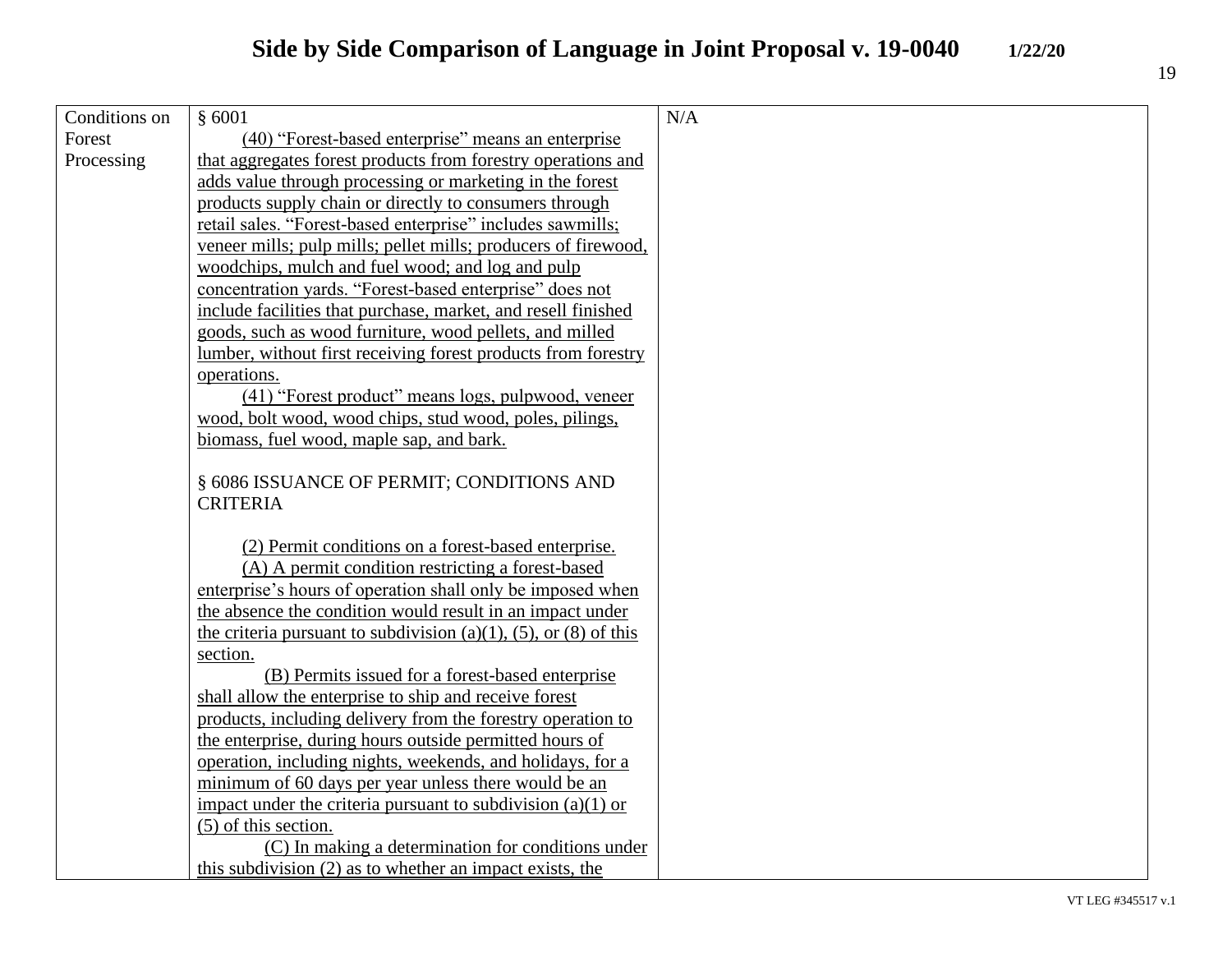# Side by Side Comparison of Language in Joint Proposal v. 19-0040 1/22/20

| | | |
|---|---|---|
| Conditions on Forest Processing | § 6001<br>(40) "Forest-based enterprise" means an enterprise that aggregates forest products from forestry operations and adds value through processing or marketing in the forest products supply chain or directly to consumers through retail sales. "Forest-based enterprise" includes sawmills; veneer mills; pulp mills; pellet mills; producers of firewood, woodchips, mulch and fuel wood; and log and pulp concentration yards. "Forest-based enterprise" does not include facilities that purchase, market, and resell finished goods, such as wood furniture, wood pellets, and milled lumber, without first receiving forest products from forestry operations.<br>(41) "Forest product" means logs, pulpwood, veneer wood, bolt wood, wood chips, stud wood, poles, pilings, biomass, fuel wood, maple sap, and bark.<br><br>§ 6086 ISSUANCE OF PERMIT; CONDITIONS AND CRITERIA<br><br>(2) Permit conditions on a forest-based enterprise.<br>(A) A permit condition restricting a forest-based enterprise's hours of operation shall only be imposed when the absence the condition would result in an impact under the criteria pursuant to subdivision (a)(1), (5), or (8) of this section.<br>(B) Permits issued for a forest-based enterprise shall allow the enterprise to ship and receive forest products, including delivery from the forestry operation to the enterprise, during hours outside permitted hours of operation, including nights, weekends, and holidays, for a minimum of 60 days per year unless there would be an impact under the criteria pursuant to subdivision (a)(1) or (5) of this section.<br>(C) In making a determination for conditions under this subdivision (2) as to whether an impact exists, the | N/A |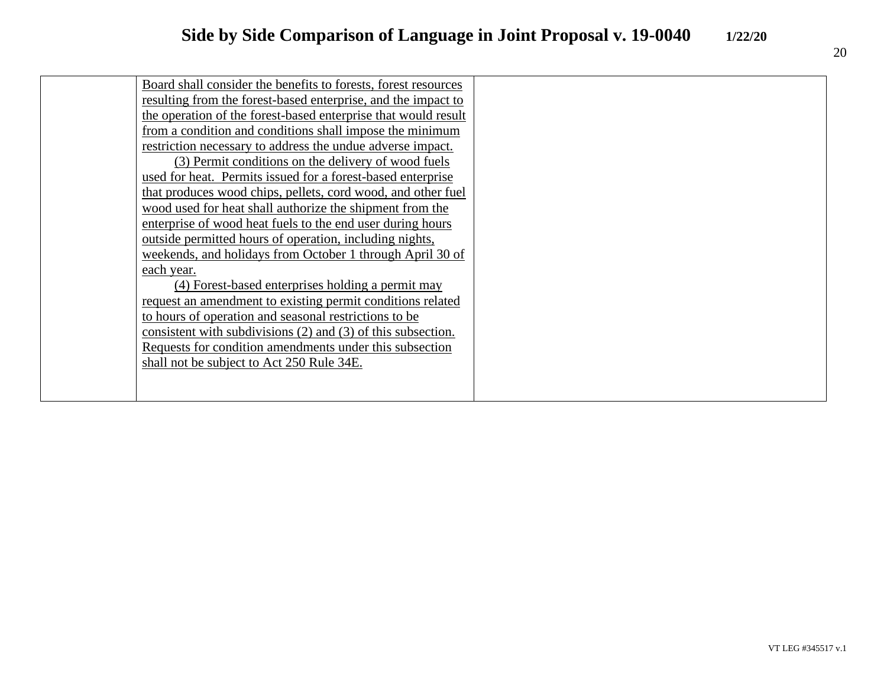| | | |
|---|---|---|
| | <u>Board shall consider the benefits to forests, forest resources resulting from the forest-based enterprise, and the impact to the operation of the forest-based enterprise that would result from a condition and conditions shall impose the minimum restriction necessary to address the undue adverse impact.</u><br>(3) <u>Permit conditions on the delivery of wood fuels used for heat. Permits issued for a forest-based enterprise that produces wood chips, pellets, cord wood, and other fuel wood used for heat shall authorize the shipment from the enterprise of wood heat fuels to the end user during hours outside permitted hours of operation, including nights, weekends, and holidays from October 1 through April 30 of each year.</u><br>(4) <u>Forest-based enterprises holding a permit may request an amendment to existing permit conditions related to hours of operation and seasonal restrictions to be consistent with subdivisions (2) and (3) of this subsection. Requests for condition amendments under this subsection shall not be subject to Act 250 Rule 34E.</u> | |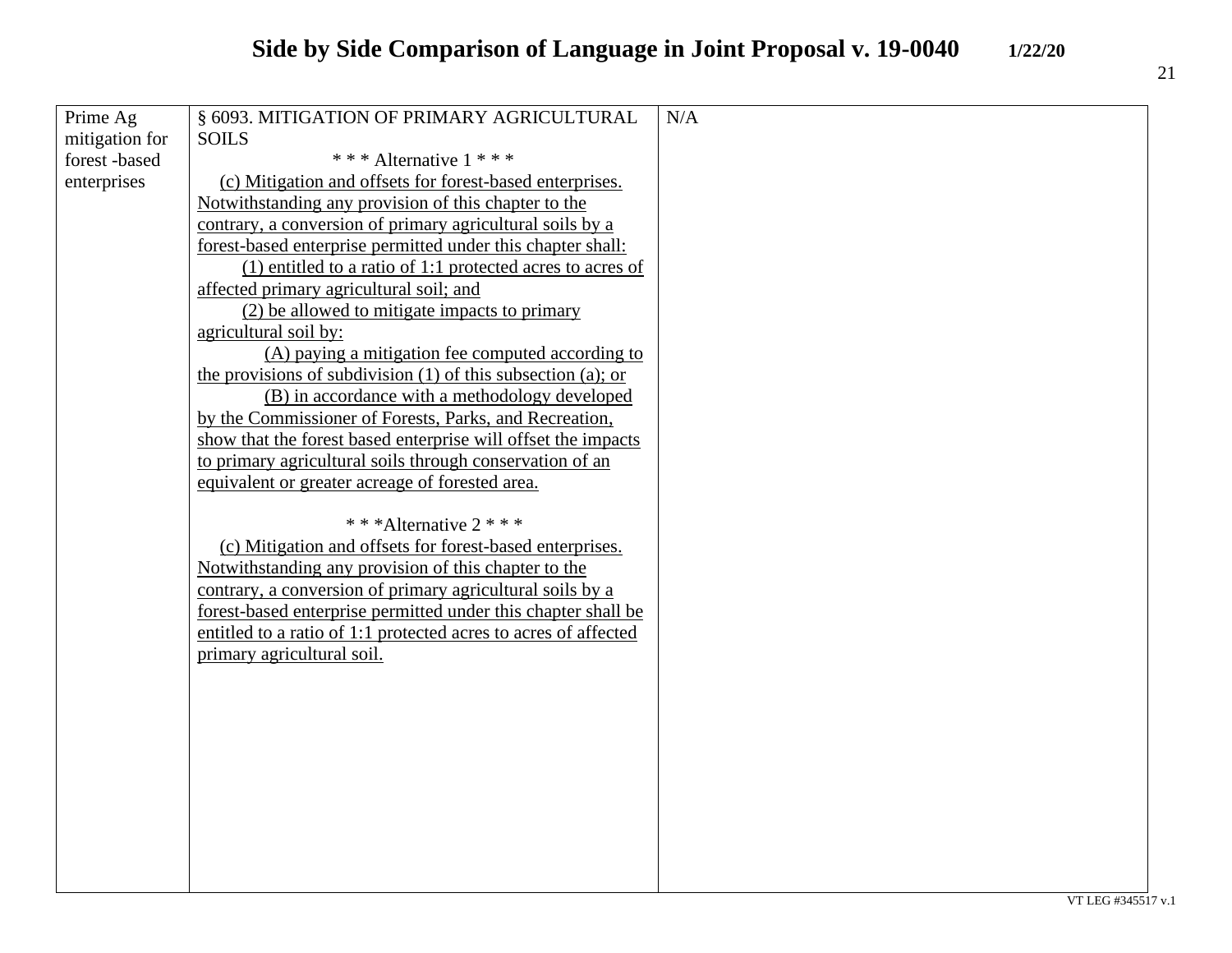| | | |
|---|---|---|
| Prime Ag mitigation for forest -based enterprises | § 6093. MITIGATION OF PRIMARY AGRICULTURAL SOILS<br>* * * Alternative 1 * * *<br>(c) Mitigation and offsets for forest-based enterprises. Notwithstanding any provision of this chapter to the contrary, a conversion of primary agricultural soils by a forest-based enterprise permitted under this chapter shall:<br>(1) entitled to a ratio of 1:1 protected acres to acres of affected primary agricultural soil; and<br>(2) be allowed to mitigate impacts to primary agricultural soil by:<br>(A) paying a mitigation fee computed according to the provisions of subdivision (1) of this subsection (a); or<br>(B) in accordance with a methodology developed by the Commissioner of Forests, Parks, and Recreation, show that the forest based enterprise will offset the impacts to primary agricultural soils through conservation of an equivalent or greater acreage of forested area.<br><br>* * *Alternative 2 * * *<br>(c) Mitigation and offsets for forest-based enterprises. Notwithstanding any provision of this chapter to the contrary, a conversion of primary agricultural soils by a forest-based enterprise permitted under this chapter shall be entitled to a ratio of 1:1 protected acres to acres of affected primary agricultural soil. | N/A |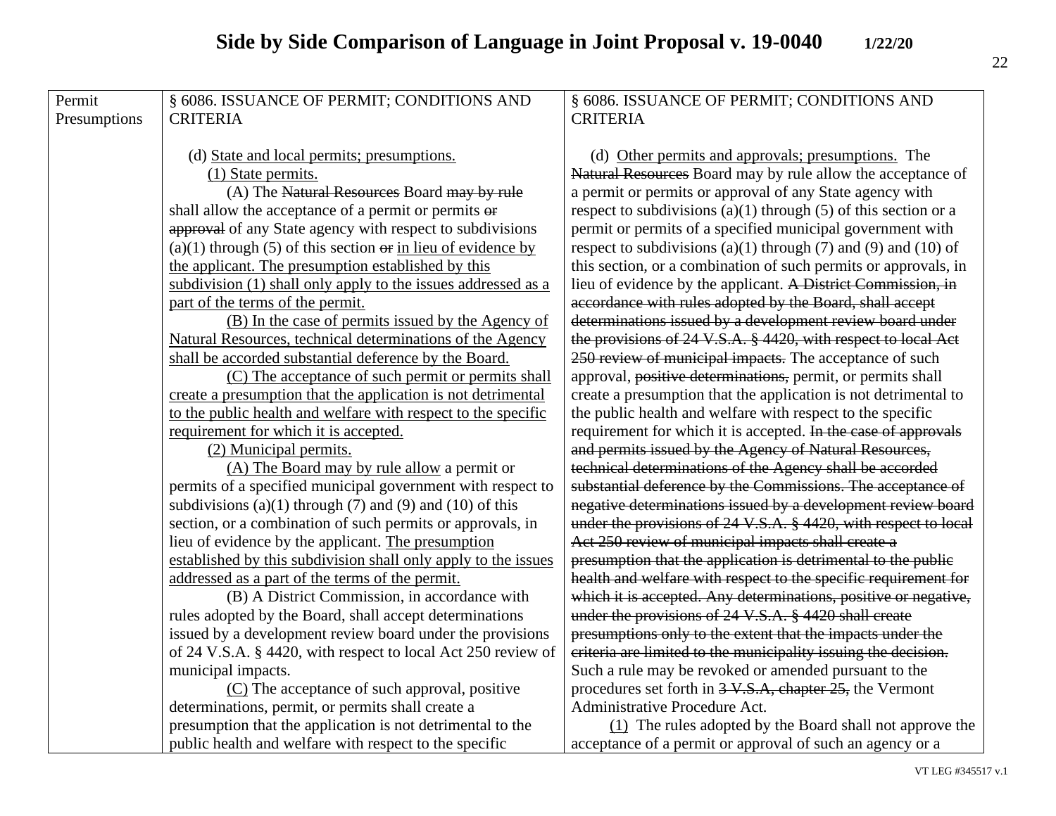# Side by Side Comparison of Language in Joint Proposal v. 19-0040 1/22/20

| Permit Presumptions | § 6086. ISSUANCE OF PERMIT; CONDITIONS AND CRITERIA<br><br>(d) <u>State and local permits; presumptions.</u><br>(1) <u>State permits.</u><br>(A) The ~~Natural Resources~~ Board ~~may by rule~~ shall allow the acceptance of a permit or permits ~~or approval~~ of any State agency with respect to subdivisions (a)(1) through (5) of this section ~~or~~ <u>in lieu of evidence by the applicant. The presumption established by this subdivision (1) shall only apply to the issues addressed as a part of the terms of the permit.</u><br><u>(B) In the case of permits issued by the Agency of Natural Resources, technical determinations of the Agency shall be accorded substantial deference by the Board.</u><br><u>(C) The acceptance of such permit or permits shall create a presumption that the application is not detrimental to the public health and welfare with respect to the specific requirement for which it is accepted.</u><br><u>(2) Municipal permits.</u><br><u>(A) The Board may by rule allow</u> a permit or permits of a specified municipal government with respect to subdivisions (a)(1) through (7) and (9) and (10) of this section, or a combination of such permits or approvals, in lieu of evidence by the applicant. <u>The presumption established by this subdivision shall only apply to the issues addressed as a part of the terms of the permit.</u><br>(B) A District Commission, in accordance with rules adopted by the Board, shall accept determinations issued by a development review board under the provisions of 24 V.S.A. § 4420, with respect to local Act 250 review of municipal impacts.<br><u>(C)</u> The acceptance of such approval, positive determinations, permit, or permits shall create a presumption that the application is not detrimental to the public health and welfare with respect to the specific | § 6086. ISSUANCE OF PERMIT; CONDITIONS AND CRITERIA<br><br>(d) <u>Other permits and approvals; presumptions.</u> The ~~Natural Resources~~ Board may by rule allow the acceptance of a permit or permits or approval of any State agency with respect to subdivisions (a)(1) through (5) of this section or a permit or permits of a specified municipal government with respect to subdivisions (a)(1) through (7) and (9) and (10) of this section, or a combination of such permits or approvals, in lieu of evidence by the applicant. ~~A District Commission, in accordance with rules adopted by the Board, shall accept determinations issued by a development review board under the provisions of 24 V.S.A. § 4420, with respect to local Act 250 review of municipal impacts.~~ The acceptance of such approval, ~~positive determinations,~~ permit, or permits shall create a presumption that the application is not detrimental to the public health and welfare with respect to the specific requirement for which it is accepted. ~~In the case of approvals and permits issued by the Agency of Natural Resources, technical determinations of the Agency shall be accorded substantial deference by the Commissions. The acceptance of negative determinations issued by a development review board under the provisions of 24 V.S.A. § 4420, with respect to local Act 250 review of municipal impacts shall create a presumption that the application is detrimental to the public health and welfare with respect to the specific requirement for which it is accepted. Any determinations, positive or negative, under the provisions of 24 V.S.A. § 4420 shall create presumptions only to the extent that the impacts under the criteria are limited to the municipality issuing the decision.~~ Such a rule may be revoked or amended pursuant to the procedures set forth in ~~3 V.S.A, chapter 25,~~ the Vermont Administrative Procedure Act.<br><u>(1)</u> The rules adopted by the Board shall not approve the acceptance of a permit or approval of such an agency or a |
|---|---|---|

VT LEG #345517 v.1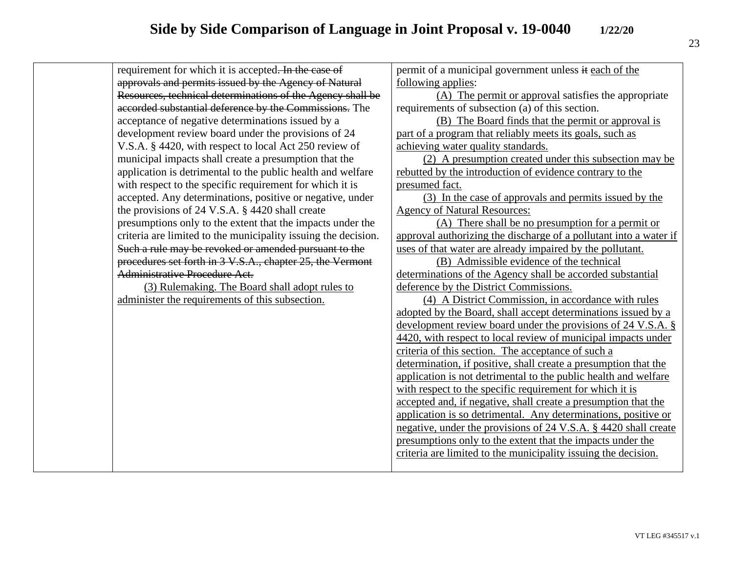# Side by Side Comparison of Language in Joint Proposal v. 19-0040 1/22/20

| | | |
|---|---|---|
| | requirement for which it is accepted~~. In the case of approvals and permits issued by the Agency of Natural Resources, technical determinations of the Agency shall be accorded substantial deference by the Commissions.~~ The acceptance of negative determinations issued by a development review board under the provisions of 24 V.S.A. § 4420, with respect to local Act 250 review of municipal impacts shall create a presumption that the application is detrimental to the public health and welfare with respect to the specific requirement for which it is accepted. Any determinations, positive or negative, under the provisions of 24 V.S.A. § 4420 shall create presumptions only to the extent that the impacts under the criteria are limited to the municipality issuing the decision. ~~Such a rule may be revoked or amended pursuant to the procedures set forth in 3 V.S.A., chapter 25, the Vermont Administrative Procedure Act.~~<br><br>(3) Rulemaking. The Board shall adopt rules to administer the requirements of this subsection. | permit of a municipal government unless ~~it~~ each of the following applies:<br><br>(A) The permit or approval satisfies the appropriate requirements of subsection (a) of this section.<br><br>(B) The Board finds that the permit or approval is part of a program that reliably meets its goals, such as achieving water quality standards.<br><br>(2) A presumption created under this subsection may be rebutted by the introduction of evidence contrary to the presumed fact.<br><br>(3) In the case of approvals and permits issued by the Agency of Natural Resources:<br><br>(A) There shall be no presumption for a permit or approval authorizing the discharge of a pollutant into a water if uses of that water are already impaired by the pollutant.<br><br>(B) Admissible evidence of the technical determinations of the Agency shall be accorded substantial deference by the District Commissions.<br><br>(4) A District Commission, in accordance with rules adopted by the Board, shall accept determinations issued by a development review board under the provisions of 24 V.S.A. § 4420, with respect to local review of municipal impacts under criteria of this section. The acceptance of such a determination, if positive, shall create a presumption that the application is not detrimental to the public health and welfare with respect to the specific requirement for which it is accepted and, if negative, shall create a presumption that the application is so detrimental. Any determinations, positive or negative, under the provisions of 24 V.S.A. § 4420 shall create presumptions only to the extent that the impacts under the criteria are limited to the municipality issuing the decision. |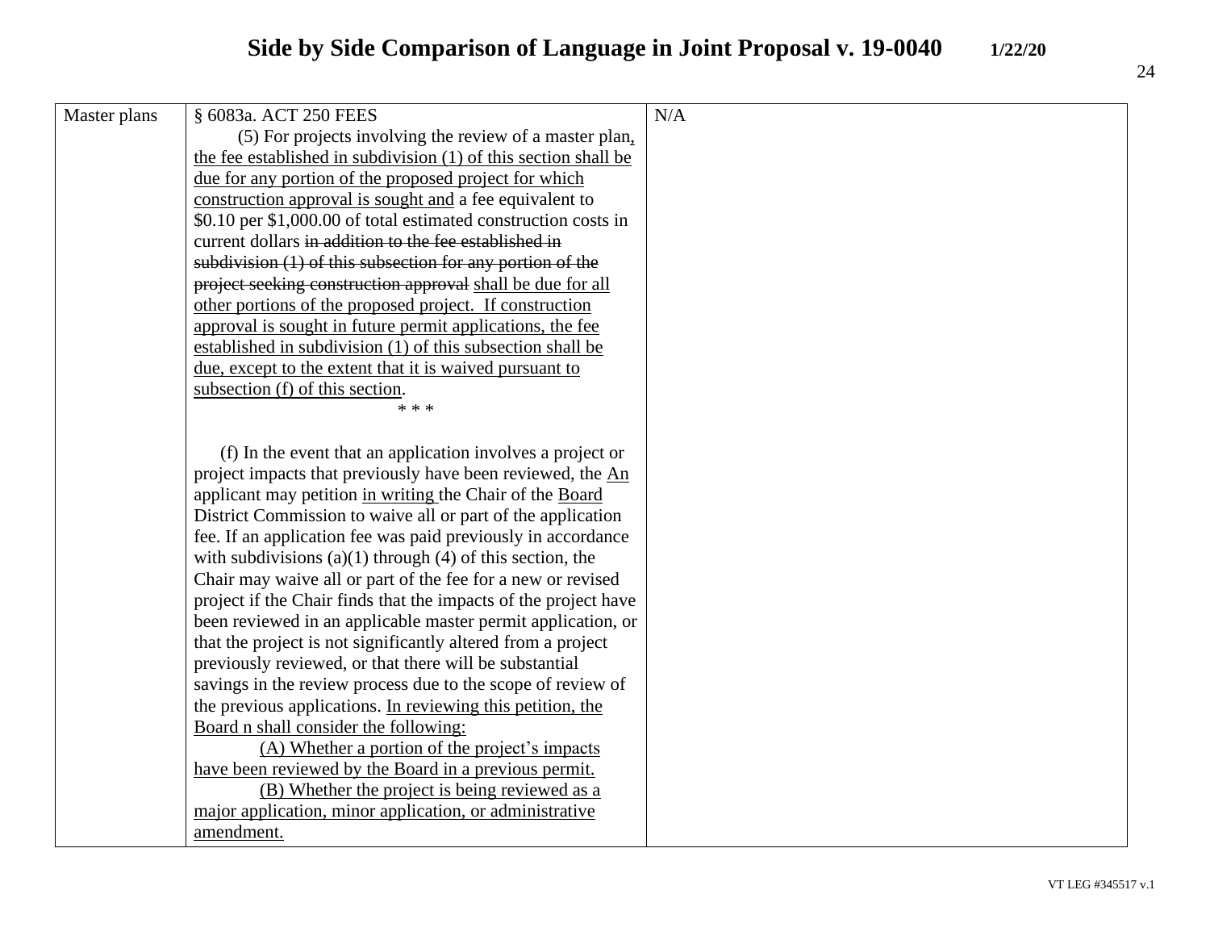# Side by Side Comparison of Language in Joint Proposal v. 19-0040 1/22/20

| Master plans | § 6083a. ACT 250 FEES<br>(5) For projects involving the review of a master plan, the fee established in subdivision (1) of this section shall be due for any portion of the proposed project for which construction approval is sought and a fee equivalent to \$0.10 per \$1,000.00 of total estimated construction costs in current dollars ~~in addition to the fee established in subdivision (1) of this subsection for any portion of the project seeking construction approval~~ shall be due for all other portions of the proposed project. If construction approval is sought in future permit applications, the fee established in subdivision (1) of this subsection shall be due, except to the extent that it is waived pursuant to subsection (f) of this section.<br>* * *<br><br>(f) In the event that an application involves a project or project impacts that previously have been reviewed, the An applicant may petition in writing the Chair of the Board District Commission to waive all or part of the application fee. If an application fee was paid previously in accordance with subdivisions (a)(1) through (4) of this section, the Chair may waive all or part of the fee for a new or revised project if the Chair finds that the impacts of the project have been reviewed in an applicable master permit application, or that the project is not significantly altered from a project previously reviewed, or that there will be substantial savings in the review process due to the scope of review of the previous applications. In reviewing this petition, the Board n shall consider the following:<br>(A) Whether a portion of the project's impacts have been reviewed by the Board in a previous permit.<br>(B) Whether the project is being reviewed as a major application, minor application, or administrative amendment. | N/A |
|---|---|---|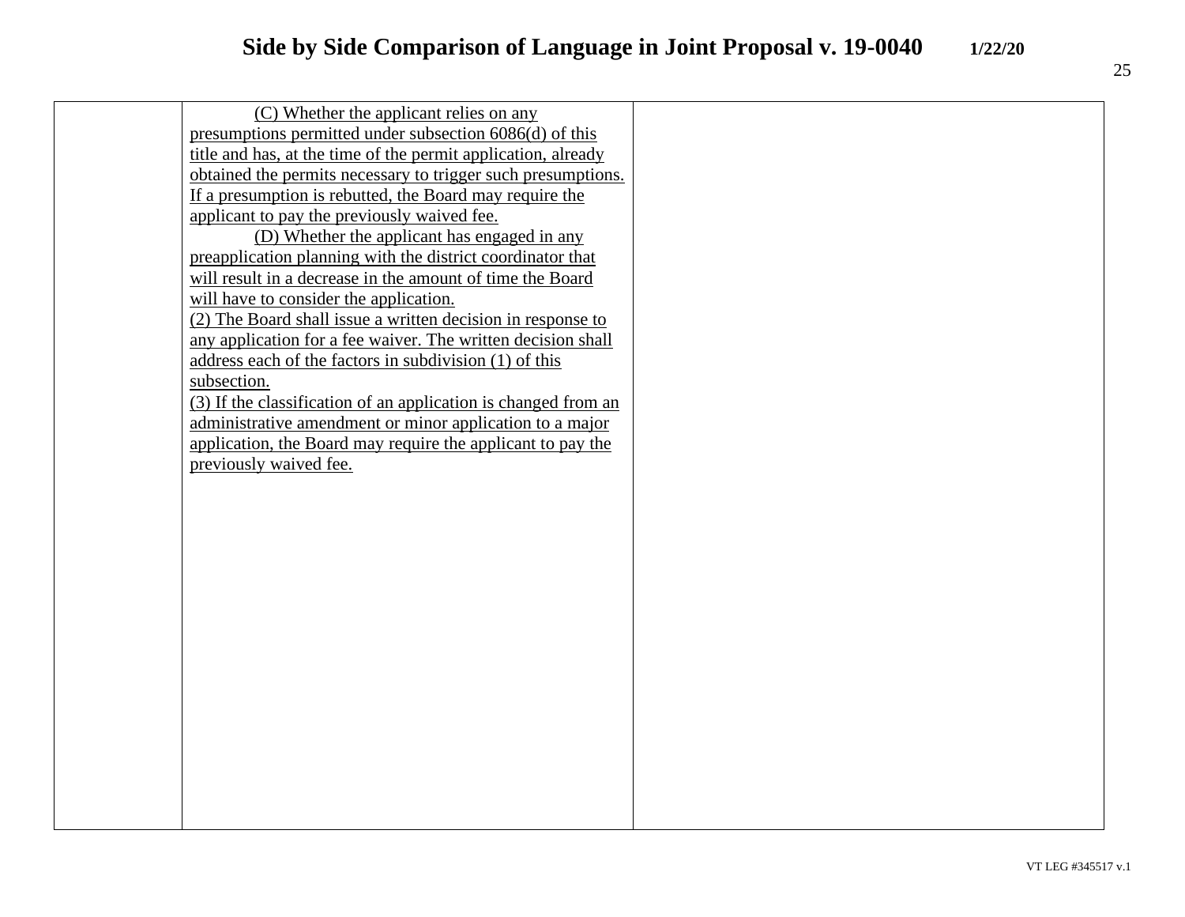| | | |
|---|---|---|
| | <u>(C) Whether the applicant relies on any presumptions permitted under subsection 6086(d) of this title and has, at the time of the permit application, already obtained the permits necessary to trigger such presumptions. If a presumption is rebutted, the Board may require the applicant to pay the previously waived fee.</u><br><u>(D) Whether the applicant has engaged in any preapplication planning with the district coordinator that will result in a decrease in the amount of time the Board will have to consider the application.</u><br><u>(2) The Board shall issue a written decision in response to any application for a fee waiver. The written decision shall address each of the factors in subdivision (1) of this subsection.</u><br><u>(3) If the classification of an application is changed from an administrative amendment or minor application to a major application, the Board may require the applicant to pay the previously waived fee.</u> | |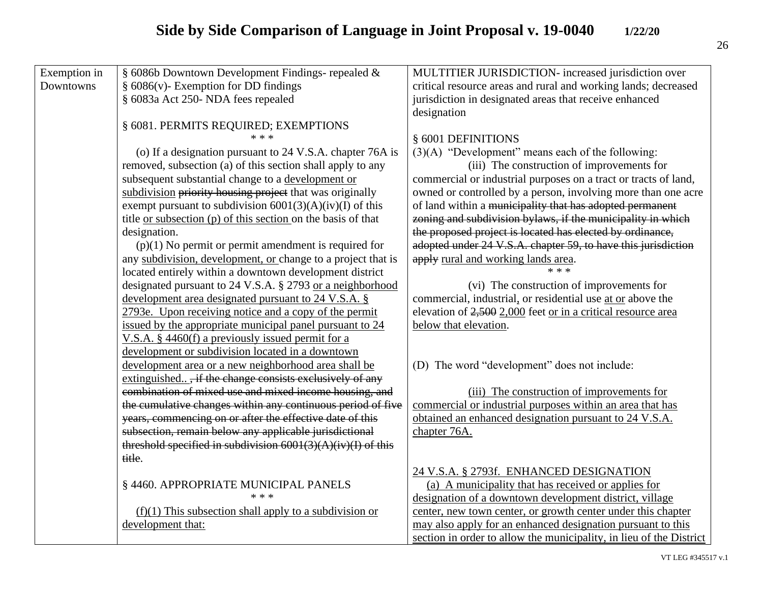# Side by Side Comparison of Language in Joint Proposal v. 19-0040 1/22/20

| Exemption in Downtowns | § 6086b Downtown Development Findings- repealed &<br>§ 6086(v)- Exemption for DD findings<br>§ 6083a Act 250- NDA fees repealed<br><br>§ 6081. PERMITS REQUIRED; EXEMPTIONS<br>* * *<br>(o) If a designation pursuant to 24 V.S.A. chapter 76A is removed, subsection (a) of this section shall apply to any subsequent substantial change to a <u>development or subdivision</u> ~~priority housing project~~ that was originally exempt pursuant to subdivision 6001(3)(A)(iv)(I) of this title <u>or subsection (p) of this section</u> on the basis of that designation.<br>(p)(1) No permit or permit amendment is required for any <u>subdivision, development, or</u> change to a project that is located entirely within a downtown development district designated pursuant to 24 V.S.A. § 2793 <u>or a neighborhood development area designated pursuant to 24 V.S.A. § 2793e. Upon receiving notice and a copy of the permit issued by the appropriate municipal panel pursuant to 24 V.S.A. § 4460(f) a previously issued permit for a development or subdivision located in a downtown development area or a new neighborhood area shall be extinguished..</u> ~~, if the change consists exclusively of any combination of mixed use and mixed income housing, and the cumulative changes within any continuous period of five years, commencing on or after the effective date of this subsection, remain below any applicable jurisdictional threshold specified in subdivision 6001(3)(A)(iv)(I) of this title~~.<br><br>§ 4460. APPROPRIATE MUNICIPAL PANELS<br>* * *<br><u>(f)(1) This subsection shall apply to a subdivision or development that:</u> | MULTITIER JURISDICTION- increased jurisdiction over critical resource areas and rural and working lands; decreased jurisdiction in designated areas that receive enhanced designation<br><br>§ 6001 DEFINITIONS<br>(3)(A) "Development" means each of the following:<br>(iii) The construction of improvements for commercial or industrial purposes on a tract or tracts of land, owned or controlled by a person, involving more than one acre of land within a ~~municipality that has adopted permanent zoning and subdivision bylaws, if the municipality in which the proposed project is located has elected by ordinance, adopted under 24 V.S.A. chapter 59, to have this jurisdiction apply~~ <u>rural and working lands area</u>.<br>* * *<br>(vi) The construction of improvements for commercial, industrial<u>,</u> or residential use <u>at or</u> above the elevation of ~~2,500~~ <u>2,000</u> feet <u>or in a critical resource area below that elevation</u>.<br><br>(D) The word "development" does not include:<br><br><u>(iii) The construction of improvements for commercial or industrial purposes within an area that has obtained an enhanced designation pursuant to 24 V.S.A. chapter 76A.</u><br><br><u>24 V.S.A. § 2793f. ENHANCED DESIGNATION</u><br><u>(a) A municipality that has received or applies for designation of a downtown development district, village center, new town center, or growth center under this chapter may also apply for an enhanced designation pursuant to this section in order to allow the municipality, in lieu of the District</u> |
|---|---|---|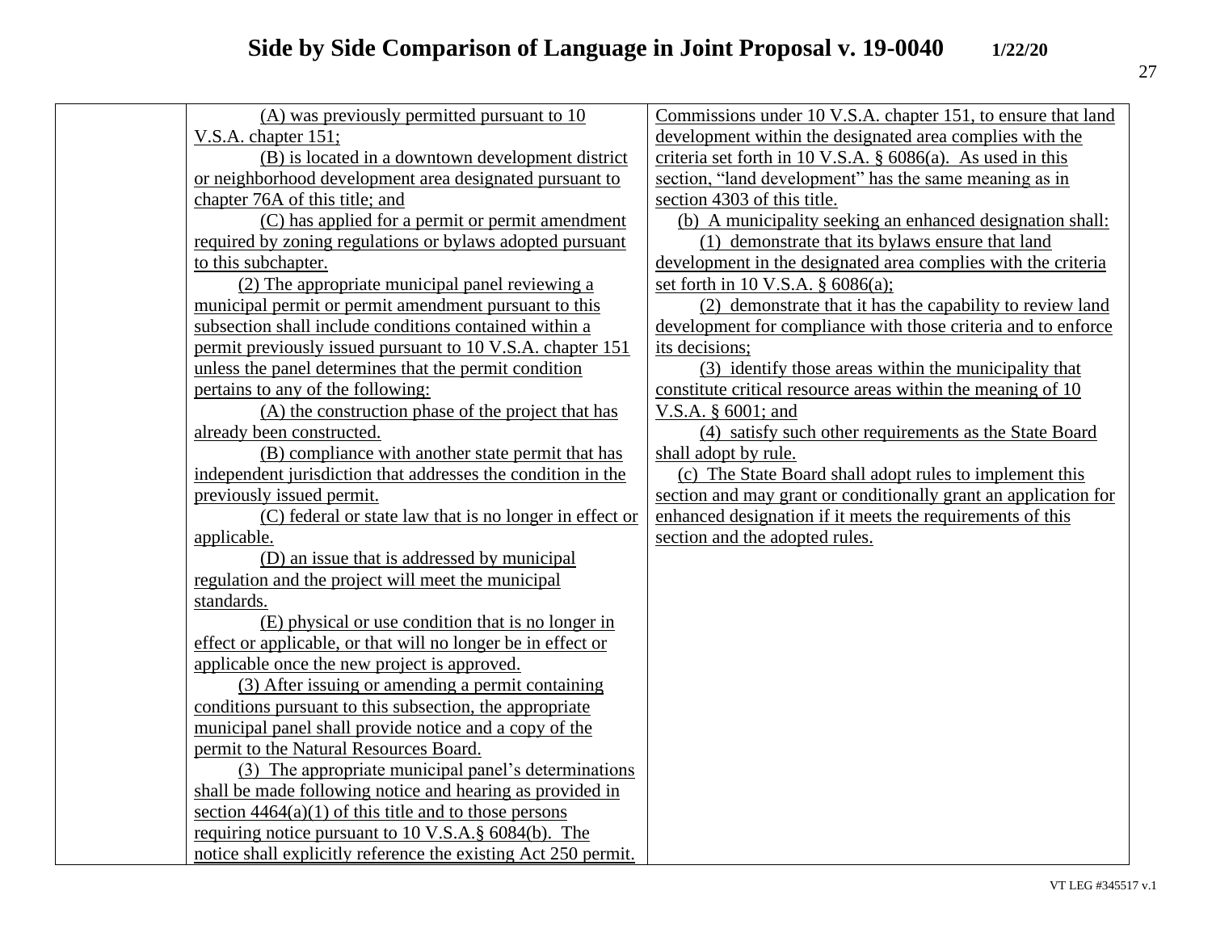# Side by Side Comparison of Language in Joint Proposal v. 19-0040 1/22/20

| | | |
|---|---|---|
| | (A) was previously permitted pursuant to 10 V.S.A. chapter 151;<br>(B) is located in a downtown development district or neighborhood development area designated pursuant to chapter 76A of this title; and<br>(C) has applied for a permit or permit amendment required by zoning regulations or bylaws adopted pursuant to this subchapter.<br>(2) The appropriate municipal panel reviewing a municipal permit or permit amendment pursuant to this subsection shall include conditions contained within a permit previously issued pursuant to 10 V.S.A. chapter 151 unless the panel determines that the permit condition pertains to any of the following:<br>(A) the construction phase of the project that has already been constructed.<br>(B) compliance with another state permit that has independent jurisdiction that addresses the condition in the previously issued permit.<br>(C) federal or state law that is no longer in effect or applicable.<br>(D) an issue that is addressed by municipal regulation and the project will meet the municipal standards.<br>(E) physical or use condition that is no longer in effect or applicable, or that will no longer be in effect or applicable once the new project is approved.<br>(3) After issuing or amending a permit containing conditions pursuant to this subsection, the appropriate municipal panel shall provide notice and a copy of the permit to the Natural Resources Board.<br>(3) The appropriate municipal panel's determinations shall be made following notice and hearing as provided in section 4464(a)(1) of this title and to those persons requiring notice pursuant to 10 V.S.A.§ 6084(b). The notice shall explicitly reference the existing Act 250 permit. | Commissions under 10 V.S.A. chapter 151, to ensure that land development within the designated area complies with the criteria set forth in 10 V.S.A. § 6086(a). As used in this section, "land development" has the same meaning as in section 4303 of this title.<br>(b) A municipality seeking an enhanced designation shall:<br>(1) demonstrate that its bylaws ensure that land development in the designated area complies with the criteria set forth in 10 V.S.A. § 6086(a);<br>(2) demonstrate that it has the capability to review land development for compliance with those criteria and to enforce its decisions;<br>(3) identify those areas within the municipality that constitute critical resource areas within the meaning of 10 V.S.A. § 6001; and<br>(4) satisfy such other requirements as the State Board shall adopt by rule.<br>(c) The State Board shall adopt rules to implement this section and may grant or conditionally grant an application for enhanced designation if it meets the requirements of this section and the adopted rules. |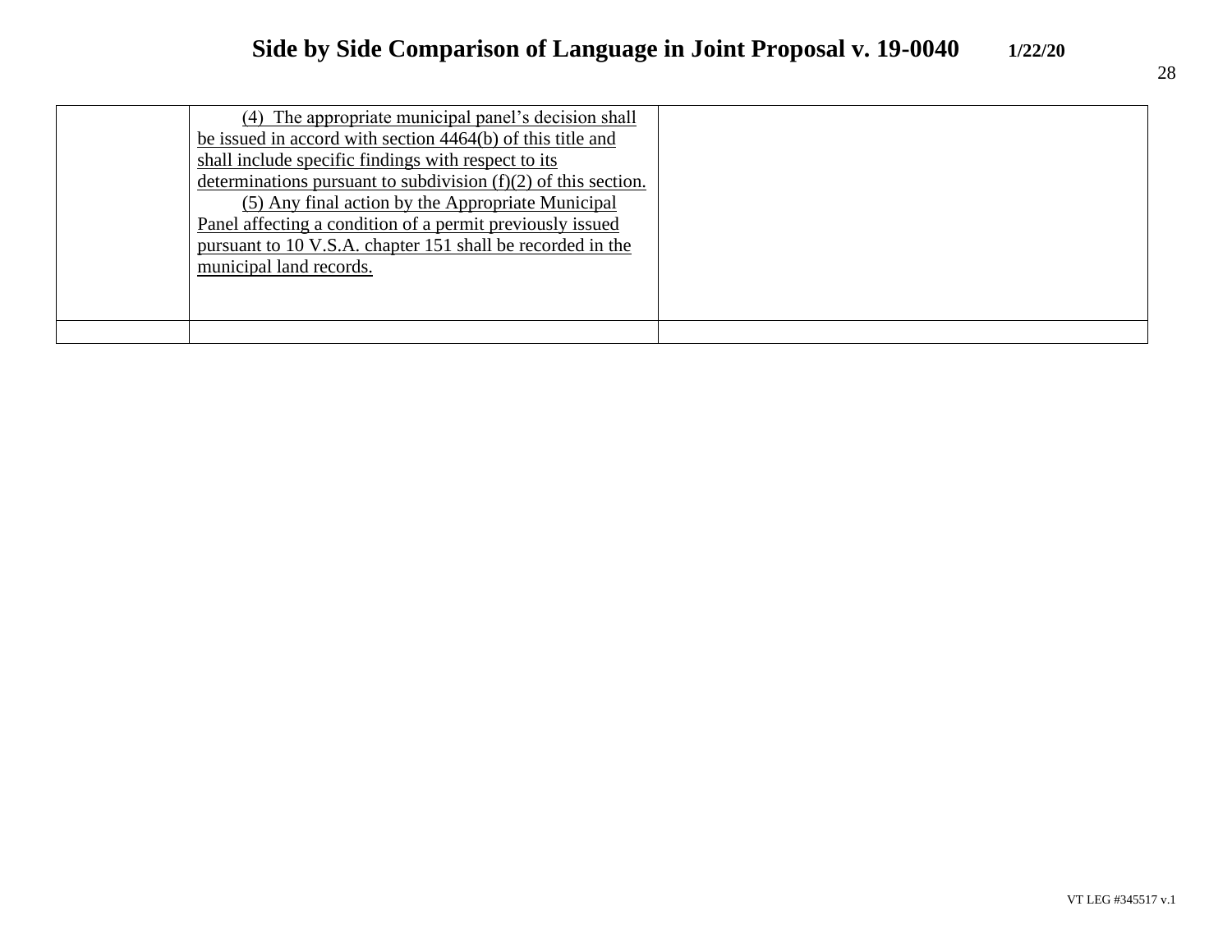| | | |
|---|---|---|
| | (4) The appropriate municipal panel's decision shall be issued in accord with section 4464(b) of this title and shall include specific findings with respect to its determinations pursuant to subdivision (f)(2) of this section.<br>(5) Any final action by the Appropriate Municipal Panel affecting a condition of a permit previously issued pursuant to 10 V.S.A. chapter 151 shall be recorded in the municipal land records. | |
| | | |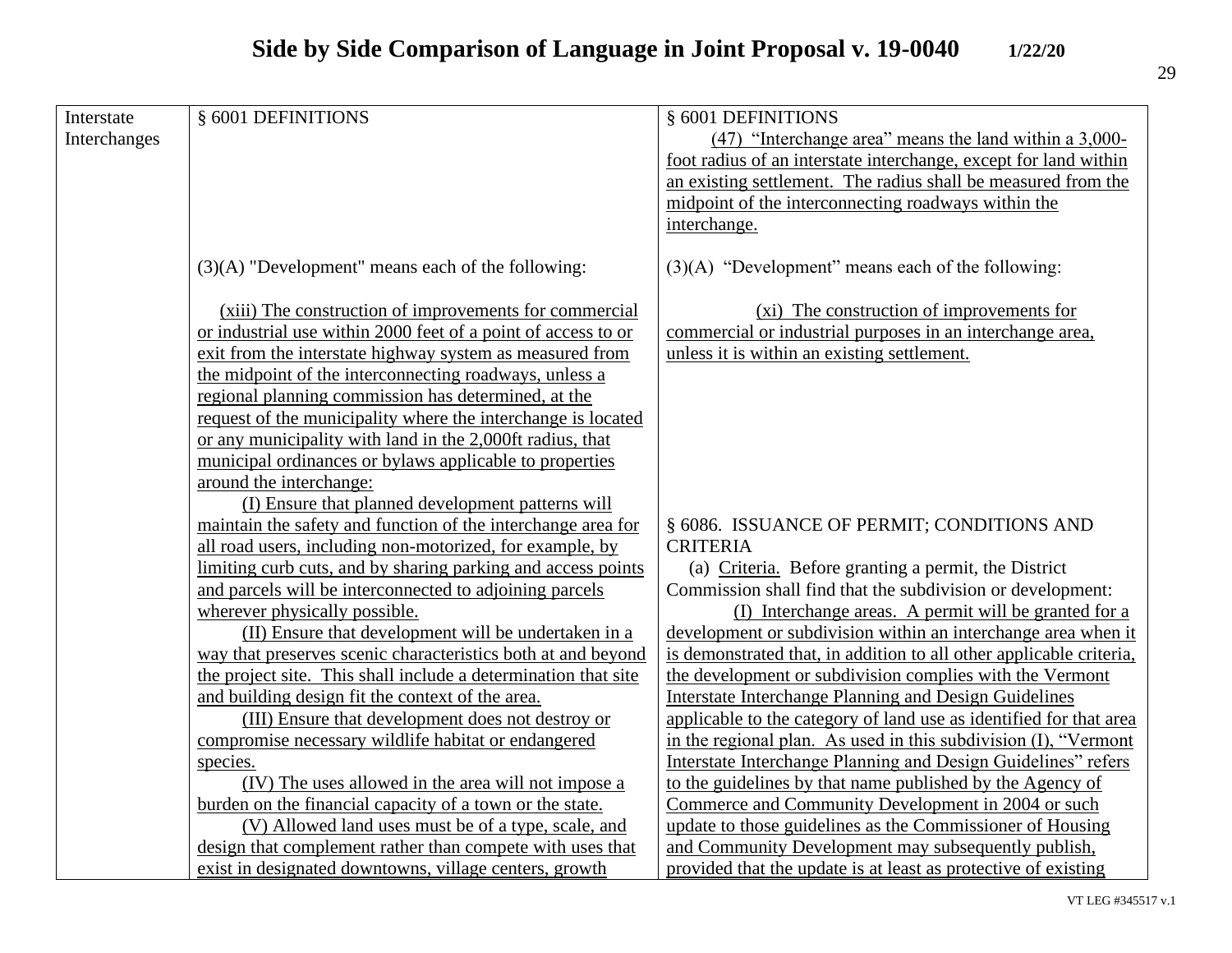# Side by Side Comparison of Language in Joint Proposal v. 19-0040 1/22/20

| | | |
|---|---|---|
| Interstate Interchanges | § 6001 DEFINITIONS<br><br>(3)(A) "Development" means each of the following:<br><br>(xiii) The construction of improvements for commercial or industrial use within 2000 feet of a point of access to or exit from the interstate highway system as measured from the midpoint of the interconnecting roadways, unless a regional planning commission has determined, at the request of the municipality where the interchange is located or any municipality with land in the 2,000ft radius, that municipal ordinances or bylaws applicable to properties around the interchange:<br>(I) Ensure that planned development patterns will maintain the safety and function of the interchange area for all road users, including non-motorized, for example, by limiting curb cuts, and by sharing parking and access points and parcels will be interconnected to adjoining parcels wherever physically possible.<br>(II) Ensure that development will be undertaken in a way that preserves scenic characteristics both at and beyond the project site. This shall include a determination that site and building design fit the context of the area.<br>(III) Ensure that development does not destroy or compromise necessary wildlife habitat or endangered species.<br>(IV) The uses allowed in the area will not impose a burden on the financial capacity of a town or the state.<br>(V) Allowed land uses must be of a type, scale, and design that complement rather than compete with uses that exist in designated downtowns, village centers, growth | § 6001 DEFINITIONS<br>(47) "Interchange area" means the land within a 3,000-foot radius of an interstate interchange, except for land within an existing settlement. The radius shall be measured from the midpoint of the interconnecting roadways within the interchange.<br><br>(3)(A) "Development" means each of the following:<br><br>(xi) The construction of improvements for commercial or industrial purposes in an interchange area, unless it is within an existing settlement.<br><br>§ 6086. ISSUANCE OF PERMIT; CONDITIONS AND CRITERIA<br>(a) Criteria. Before granting a permit, the District Commission shall find that the subdivision or development:<br>(I) Interchange areas. A permit will be granted for a development or subdivision within an interchange area when it is demonstrated that, in addition to all other applicable criteria, the development or subdivision complies with the Vermont Interstate Interchange Planning and Design Guidelines applicable to the category of land use as identified for that area in the regional plan. As used in this subdivision (I), "Vermont Interstate Interchange Planning and Design Guidelines" refers to the guidelines by that name published by the Agency of Commerce and Community Development in 2004 or such update to those guidelines as the Commissioner of Housing and Community Development may subsequently publish, provided that the update is at least as protective of existing |

VT LEG #345517 v.1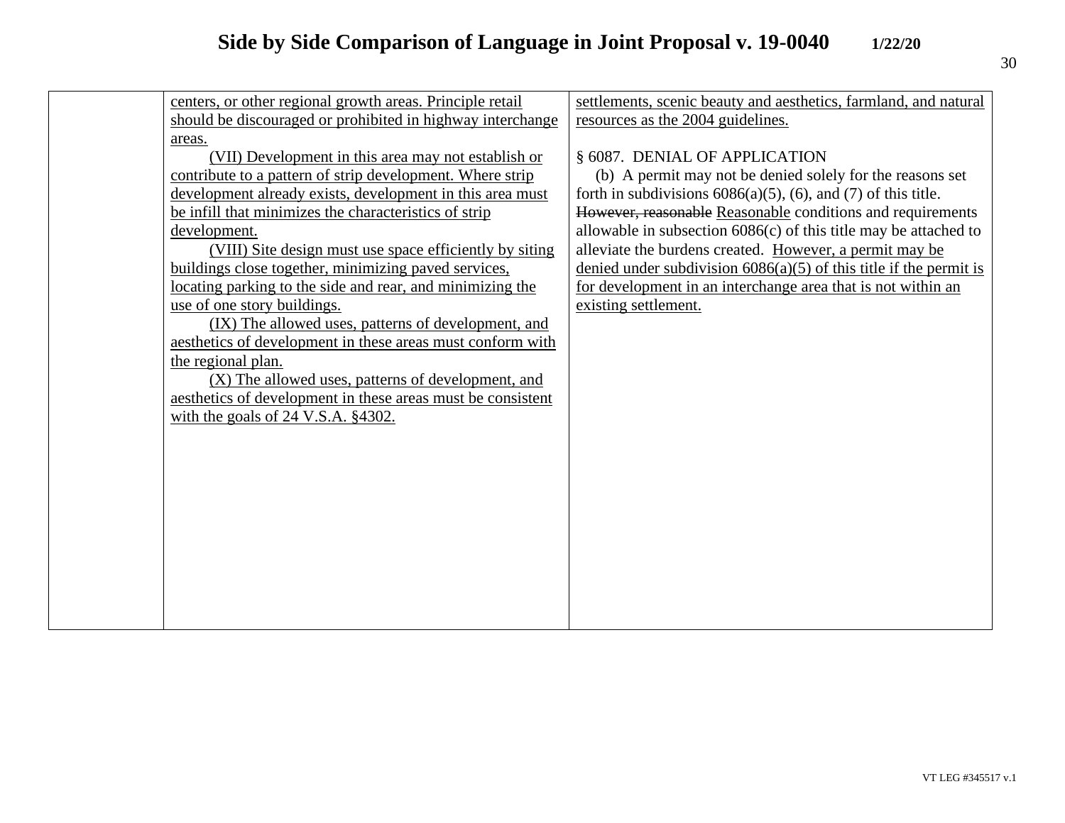| | | |
|---|---|---|
| | <u>centers, or other regional growth areas. Principle retail should be discouraged or prohibited in highway interchange areas.</u><br><br><u>(VII) Development in this area may not establish or contribute to a pattern of strip development. Where strip development already exists, development in this area must be infill that minimizes the characteristics of strip development.</u><br><br><u>(VIII) Site design must use space efficiently by siting buildings close together, minimizing paved services, locating parking to the side and rear, and minimizing the use of one story buildings.</u><br><br><u>(IX) The allowed uses, patterns of development, and aesthetics of development in these areas must conform with the regional plan.</u><br><br><u>(X) The allowed uses, patterns of development, and aesthetics of development in these areas must be consistent with the goals of 24 V.S.A. §4302.</u> | <u>settlements, scenic beauty and aesthetics, farmland, and natural resources as the 2004 guidelines.</u><br><br>§ 6087. DENIAL OF APPLICATION<br><br>(b) A permit may not be denied solely for the reasons set forth in subdivisions 6086(a)(5), (6), and (7) of this title. ~~However, reasonable~~ <u>Reasonable</u> conditions and requirements allowable in subsection 6086(c) of this title may be attached to alleviate the burdens created. <u>However, a permit may be denied under subdivision 6086(a)(5) of this title if the permit is for development in an interchange area that is not within an existing settlement.</u> |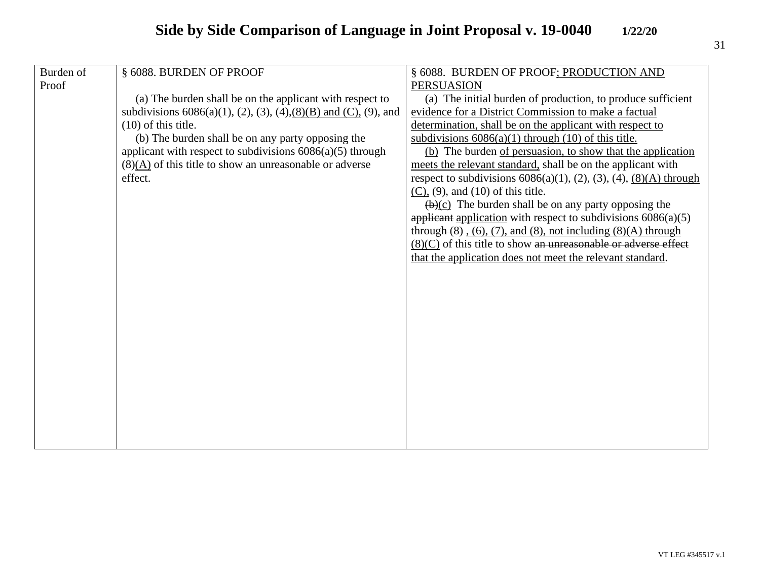| | | |
|---|---|---|
| Burden of Proof | § 6088. BURDEN OF PROOF<br><br>(a) The burden shall be on the applicant with respect to subdivisions 6086(a)(1), (2), (3), (4),<u>(8)(B) and (C),</u> (9), and (10) of this title.<br>(b) The burden shall be on any party opposing the applicant with respect to subdivisions 6086(a)(5) through (8)<u>(A)</u> of this title to show an unreasonable or adverse effect. | § 6088. BURDEN OF PROOF<u>; PRODUCTION AND PERSUASION</u><br>(a) <u>The initial burden of production, to produce sufficient evidence for a District Commission to make a factual determination, shall be on the applicant with respect to subdivisions 6086(a)(1) through (10) of this title.</u><br><u>(b)</u> The burden <u>of persuasion, to show that the application meets the relevant standard,</u> shall be on the applicant with respect to subdivisions 6086(a)(1), (2), (3), (4), <u>(8)(A) through (C),</u> (9), and (10) of this title.<br>~~(b)~~<u>(c)</u> The burden shall be on any party opposing the ~~applicant~~ <u>application</u> with respect to subdivisions 6086(a)(5) ~~through (8)~~ <u>, (6), (7), and (8), not including (8)(A) through (8)(C)</u> of this title to show ~~an unreasonable or adverse effect~~ <u>that the application does not meet the relevant standard</u>. |